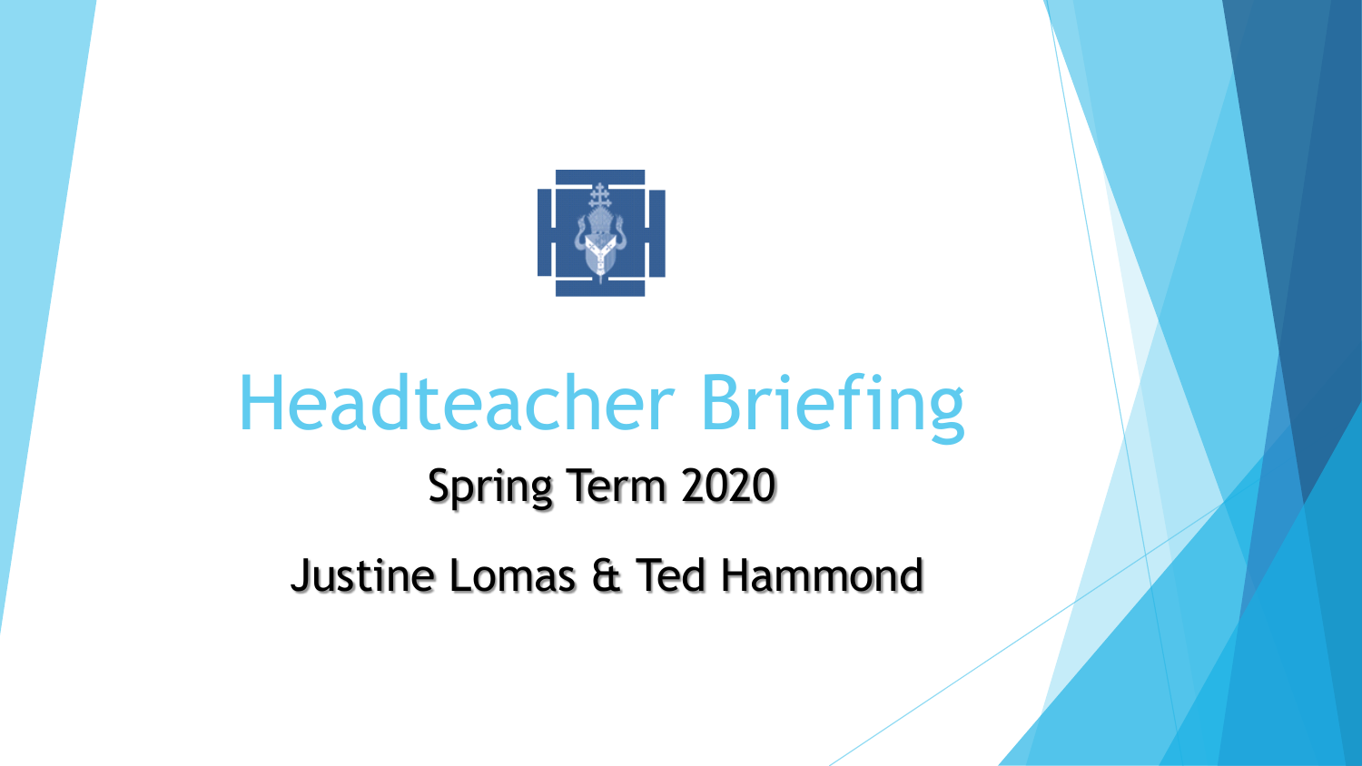# Headteacher Briefing

Spring Term 2020

Justine Lomas & Ted Hammond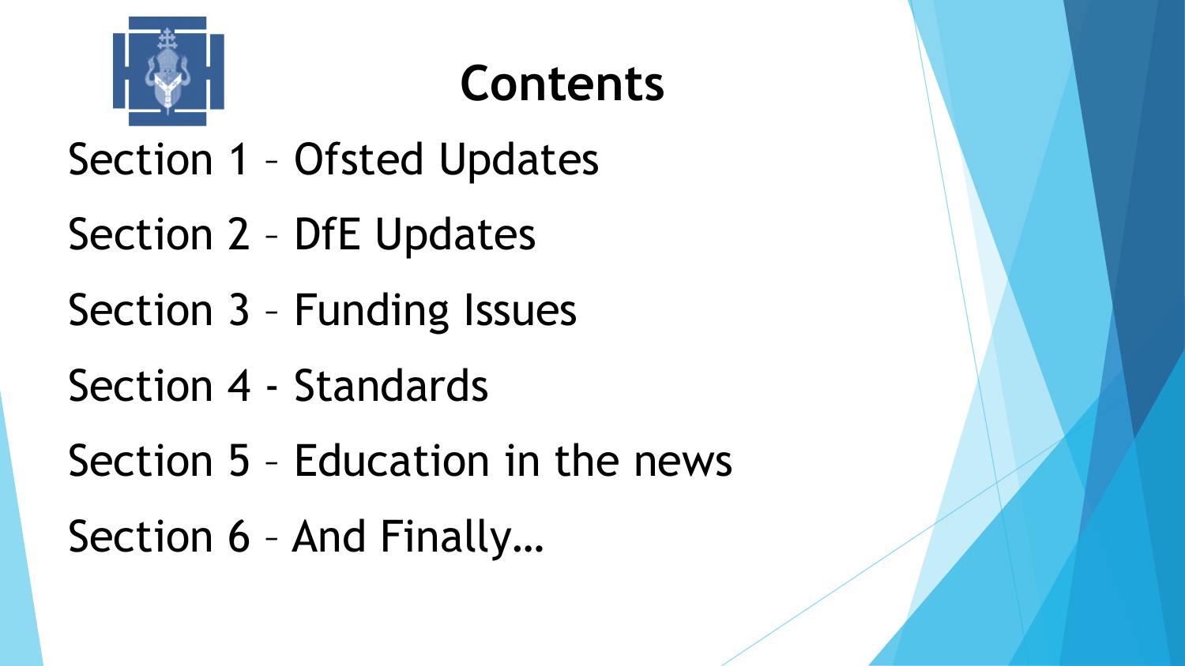# Contents

Section 1 – Ofsted Updates

Section 2 – DfE Updates

Section 3 – Funding Issues

Section 4 - Standards

Section 5 – Education in the news

Section 6 – And Finally…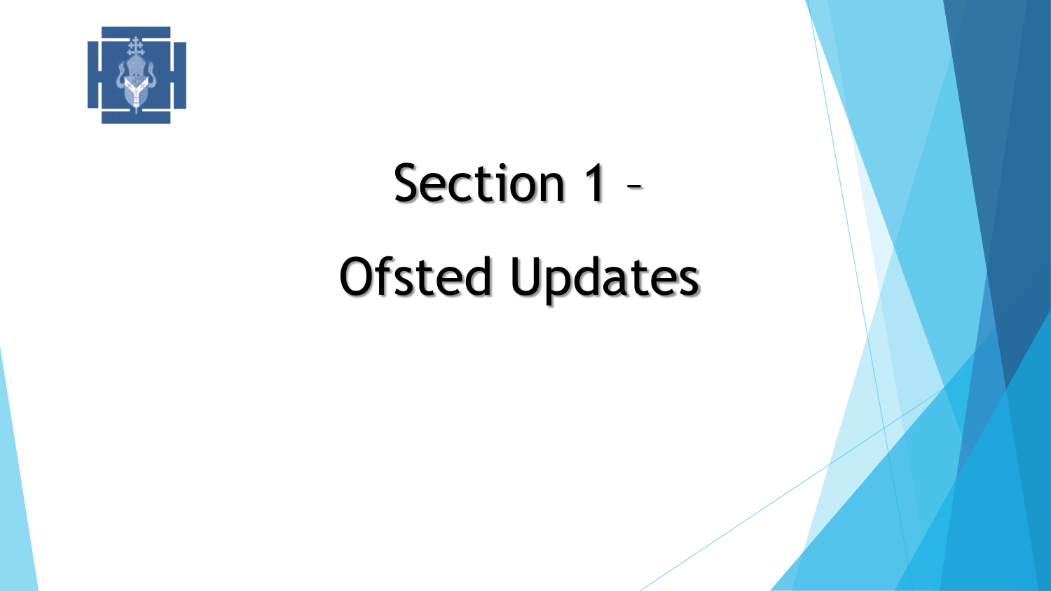# Section 1 – Ofsted Updates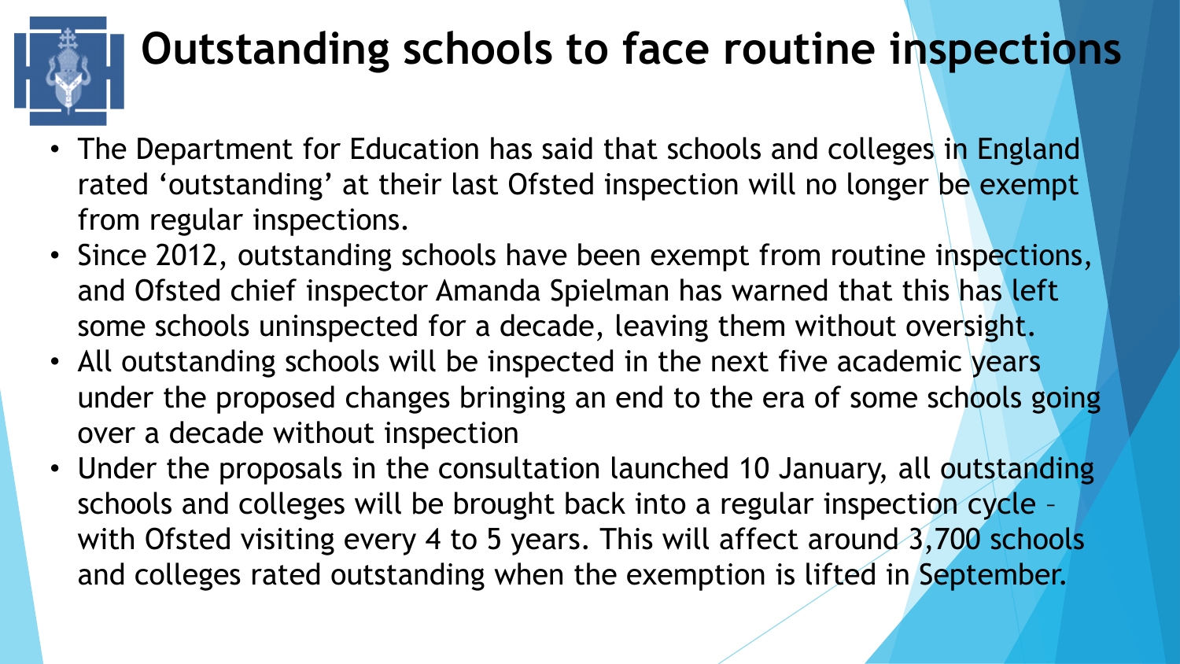# Outstanding schools to face routine inspections

- The Department for Education has said that schools and colleges in England rated ‘outstanding’ at their last Ofsted inspection will no longer be exempt from regular inspections.
- Since 2012, outstanding schools have been exempt from routine inspections, and Ofsted chief inspector Amanda Spielman has warned that this has left some schools uninspected for a decade, leaving them without oversight.
- All outstanding schools will be inspected in the next five academic years under the proposed changes bringing an end to the era of some schools going over a decade without inspection
- Under the proposals in the consultation launched 10 January, all outstanding schools and colleges will be brought back into a regular inspection cycle – with Ofsted visiting every 4 to 5 years. This will affect around 3,700 schools and colleges rated outstanding when the exemption is lifted in September.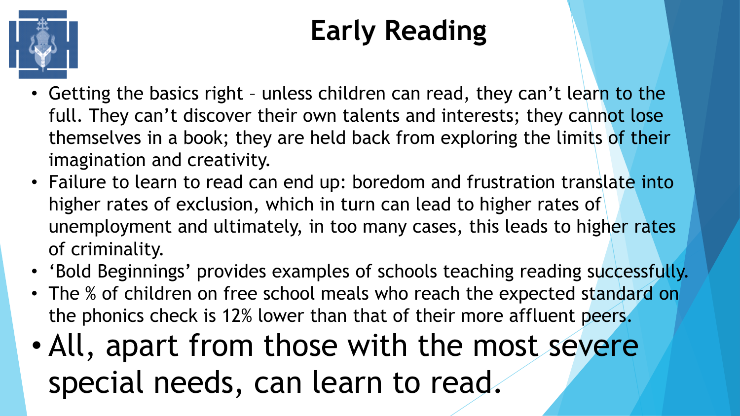# Early Reading

- Getting the basics right – unless children can read, they can't learn to the full. They can't discover their own talents and interests; they cannot lose themselves in a book; they are held back from exploring the limits of their imagination and creativity.
- Failure to learn to read can end up: boredom and frustration translate into higher rates of exclusion, which in turn can lead to higher rates of unemployment and ultimately, in too many cases, this leads to higher rates of criminality.
- 'Bold Beginnings' provides examples of schools teaching reading successfully.
- The % of children on free school meals who reach the expected standard on the phonics check is 12% lower than that of their more affluent peers.
- All, apart from those with the most severe special needs, can learn to read.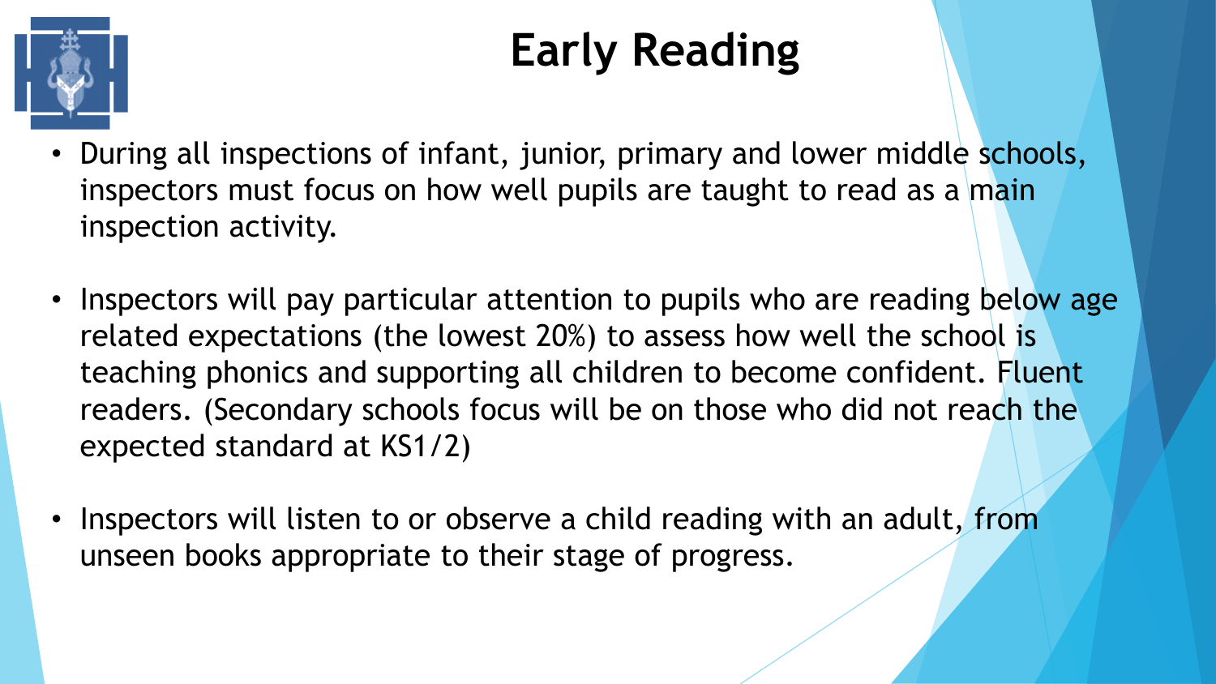# Early Reading

- During all inspections of infant, junior, primary and lower middle schools, inspectors must focus on how well pupils are taught to read as a main inspection activity.
- Inspectors will pay particular attention to pupils who are reading below age related expectations (the lowest 20%) to assess how well the school is teaching phonics and supporting all children to become confident. Fluent readers. (Secondary schools focus will be on those who did not reach the expected standard at KS1/2)
- Inspectors will listen to or observe a child reading with an adult, from unseen books appropriate to their stage of progress.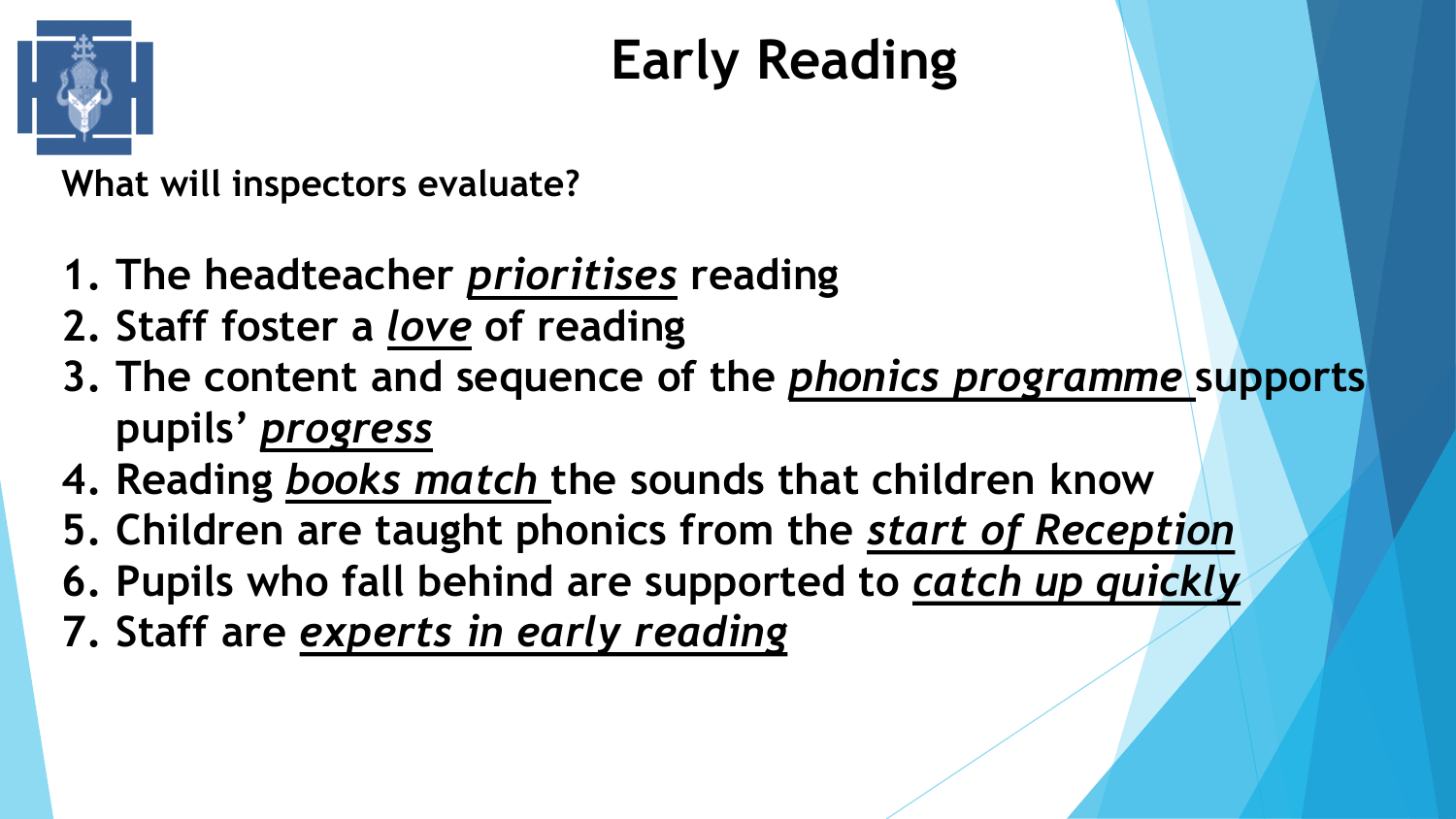# Early Reading

**What will inspectors evaluate?**

1. **The headteacher *prioritises* reading**
2. **Staff foster a *love* of reading**
3. **The content and sequence of the *phonics programme* supports pupils' *progress***
4. **Reading *books match* the sounds that children know**
5. **Children are taught phonics from the *start of Reception***
6. **Pupils who fall behind are supported to *catch up quickly***
7. **Staff are *experts in early reading***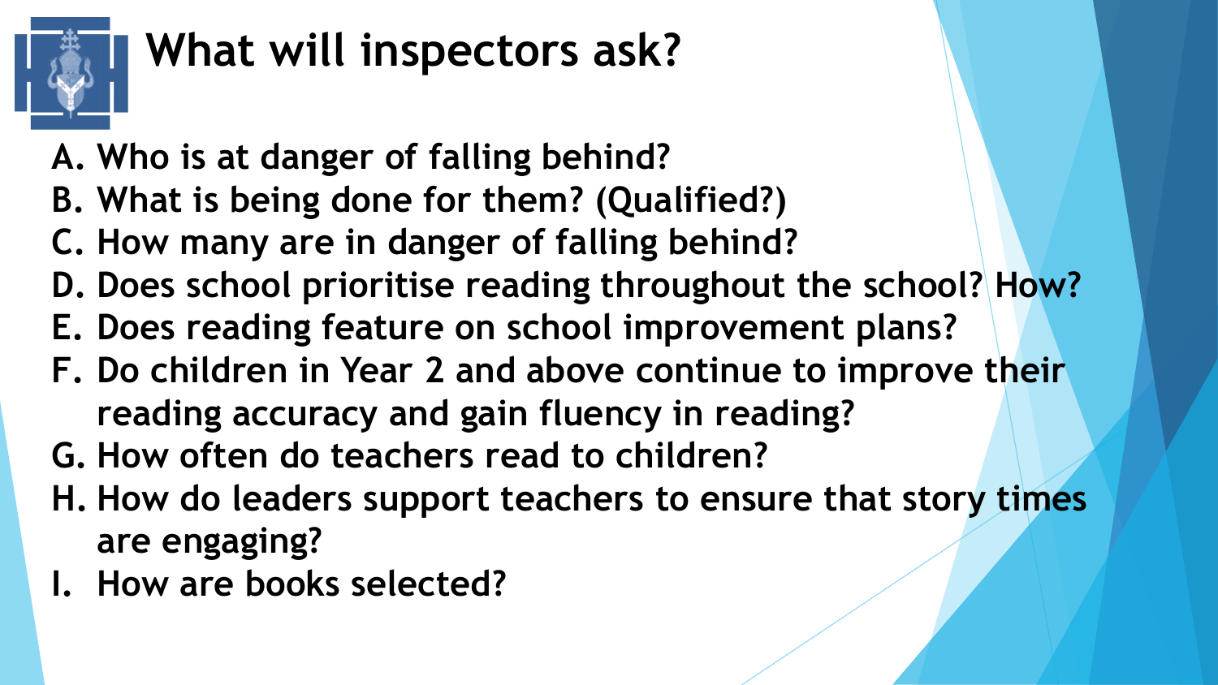# What will inspectors ask?

A. Who is at danger of falling behind?
B. What is being done for them? (Qualified?)
C. How many are in danger of falling behind?
D. Does school prioritise reading throughout the school? How?
E. Does reading feature on school improvement plans?
F. Do children in Year 2 and above continue to improve their reading accuracy and gain fluency in reading?
G. How often do teachers read to children?
H. How do leaders support teachers to ensure that story times are engaging?
I. How are books selected?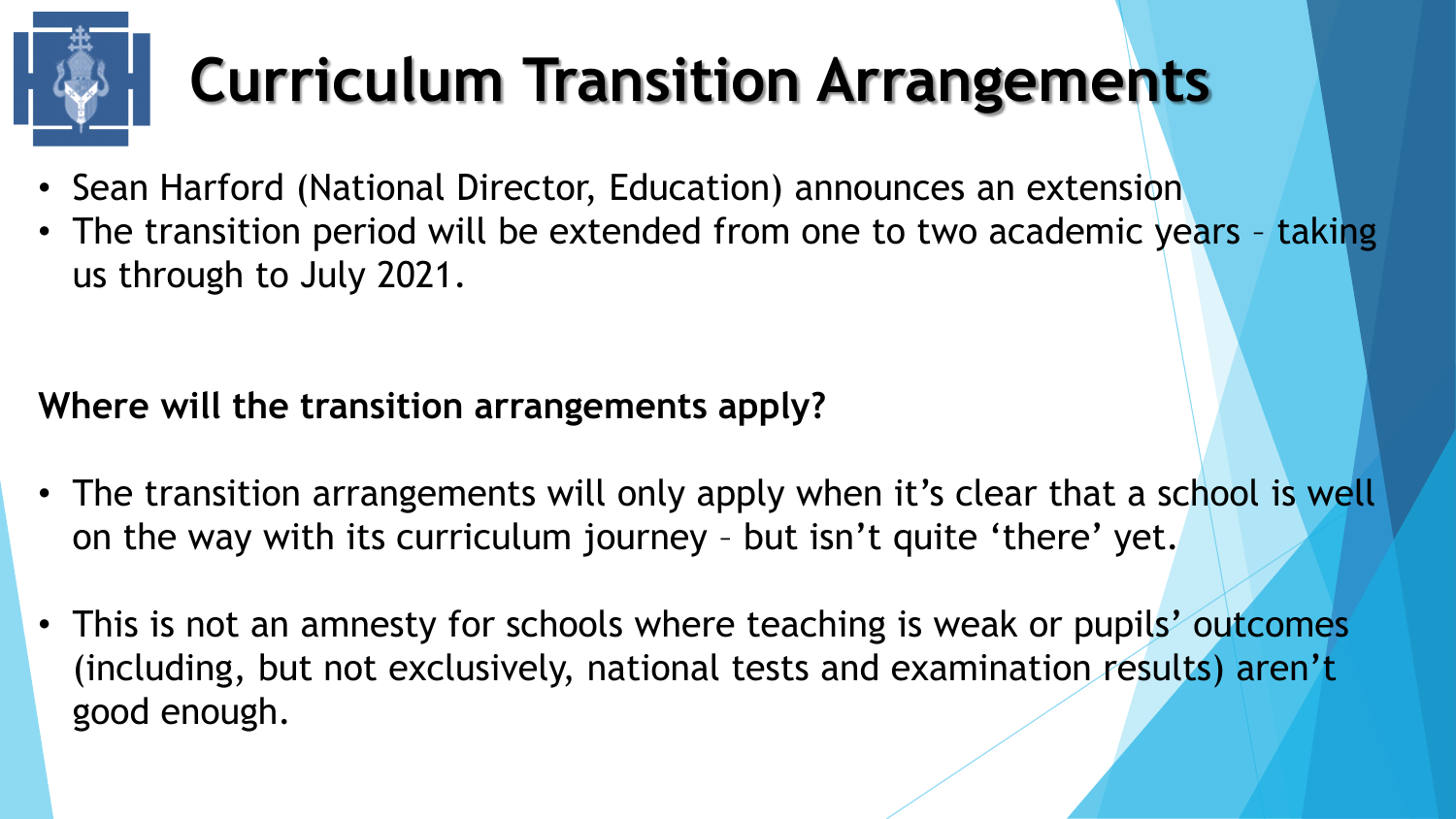# Curriculum Transition Arrangements

- Sean Harford (National Director, Education) announces an extension
- The transition period will be extended from one to two academic years – taking us through to July 2021.

**Where will the transition arrangements apply?**

- The transition arrangements will only apply when it's clear that a school is well on the way with its curriculum journey – but isn't quite 'there' yet.
- This is not an amnesty for schools where teaching is weak or pupils' outcomes (including, but not exclusively, national tests and examination results) aren't good enough.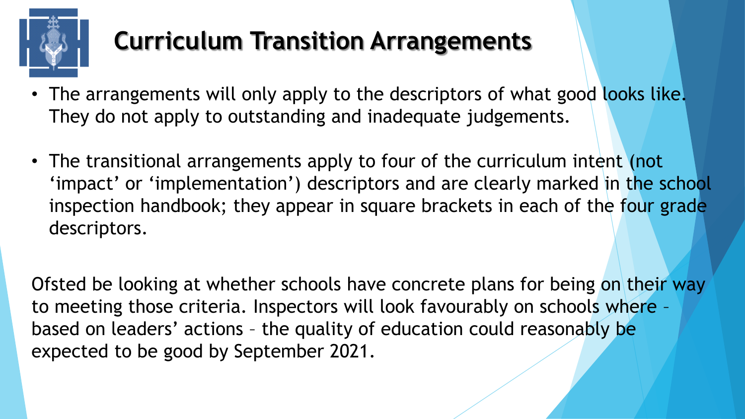# Curriculum Transition Arrangements

- The arrangements will only apply to the descriptors of what good looks like. They do not apply to outstanding and inadequate judgements.
- The transitional arrangements apply to four of the curriculum intent (not 'impact' or 'implementation') descriptors and are clearly marked in the school inspection handbook; they appear in square brackets in each of the four grade descriptors.

Ofsted be looking at whether schools have concrete plans for being on their way to meeting those criteria. Inspectors will look favourably on schools where – based on leaders' actions – the quality of education could reasonably be expected to be good by September 2021.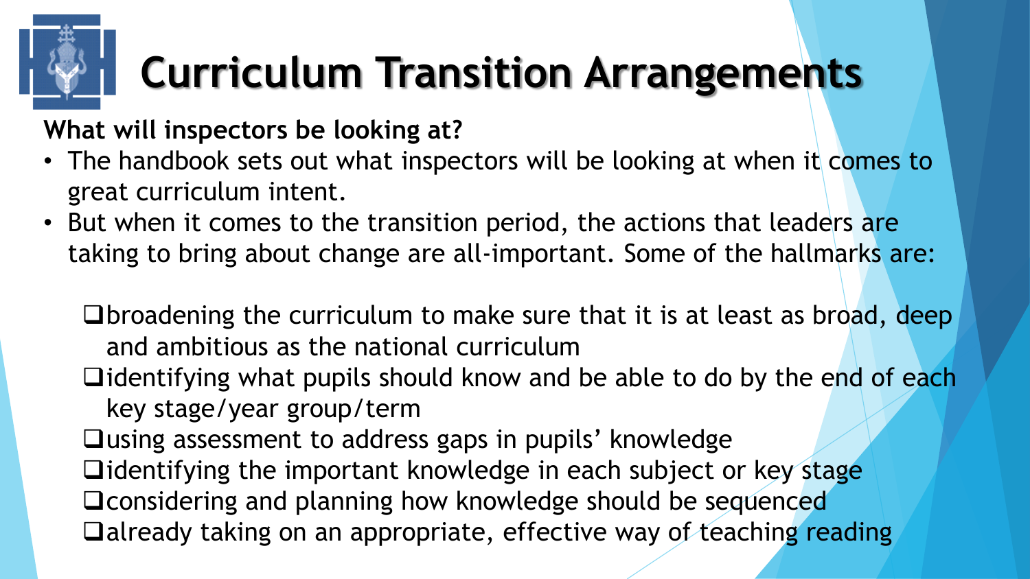# Curriculum Transition Arrangements

**What will inspectors be looking at?**

- The handbook sets out what inspectors will be looking at when it comes to great curriculum intent.
- But when it comes to the transition period, the actions that leaders are taking to bring about change are all-important. Some of the hallmarks are:

  - broadening the curriculum to make sure that it is at least as broad, deep and ambitious as the national curriculum
  - identifying what pupils should know and be able to do by the end of each key stage/year group/term
  - using assessment to address gaps in pupils' knowledge
  - identifying the important knowledge in each subject or key stage
  - considering and planning how knowledge should be sequenced
  - already taking on an appropriate, effective way of teaching reading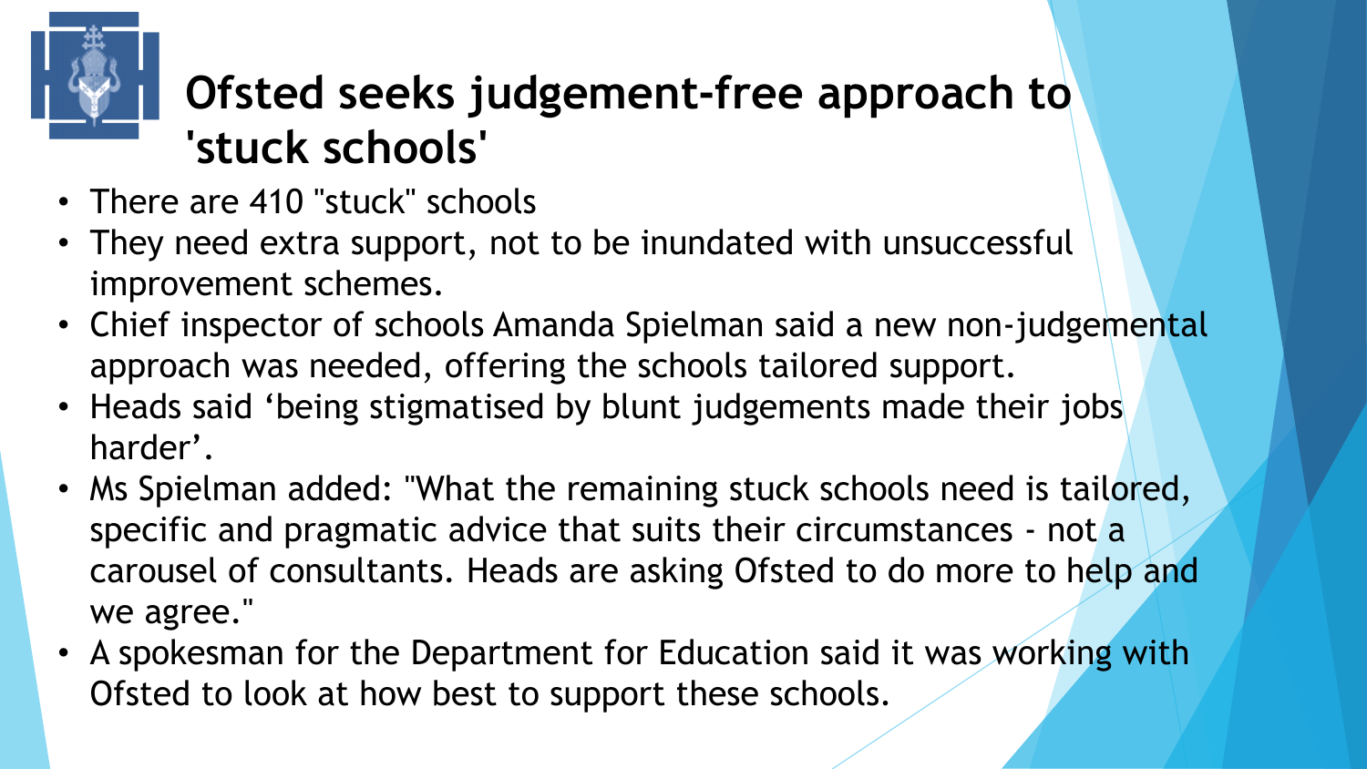# Ofsted seeks judgement-free approach to 'stuck schools'

- There are 410 "stuck" schools
- They need extra support, not to be inundated with unsuccessful improvement schemes.
- Chief inspector of schools Amanda Spielman said a new non-judgemental approach was needed, offering the schools tailored support.
- Heads said 'being stigmatised by blunt judgements made their jobs harder'.
- Ms Spielman added: "What the remaining stuck schools need is tailored, specific and pragmatic advice that suits their circumstances - not a carousel of consultants. Heads are asking Ofsted to do more to help and we agree."
- A spokesman for the Department for Education said it was working with Ofsted to look at how best to support these schools.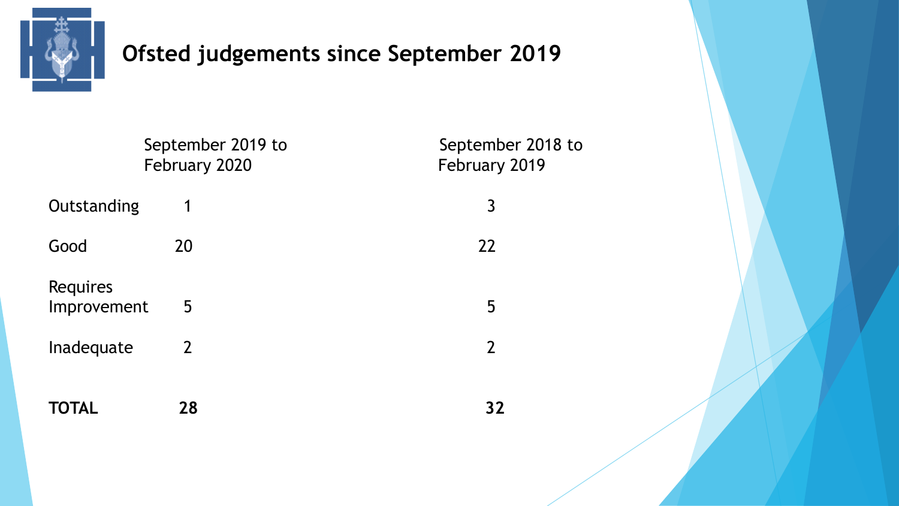# Ofsted judgements since September 2019

| | September 2019 to February 2020 | September 2018 to February 2019 |
|---|---|---|
| Outstanding | 1 | 3 |
| Good | 20 | 22 |
| Requires Improvement | 5 | 5 |
| Inadequate | 2 | 2 |
| **TOTAL** | **28** | **32** |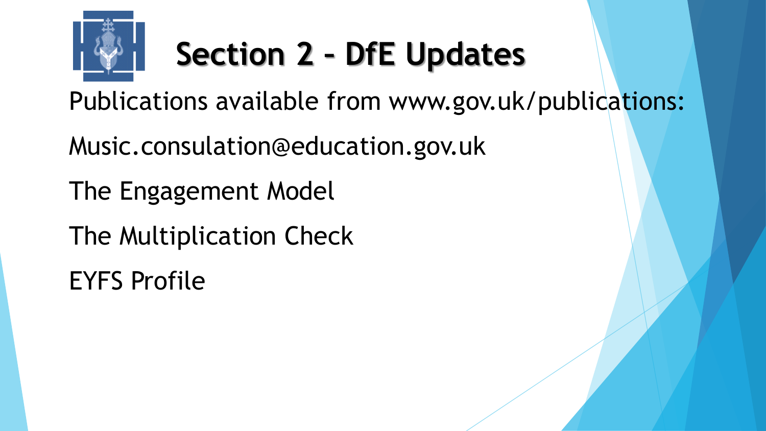# Section 2 – DfE Updates

Publications available from www.gov.uk/publications:

Music.consulation@education.gov.uk

The Engagement Model

The Multiplication Check

EYFS Profile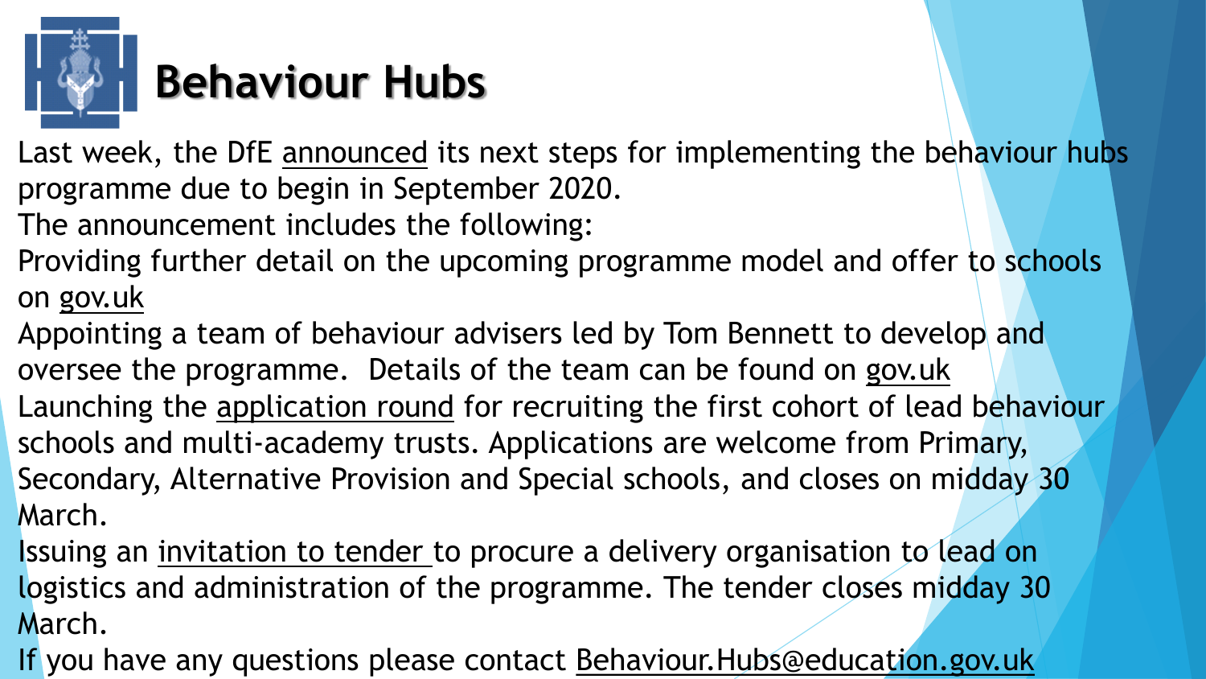# Behaviour Hubs

Last week, the DfE announced its next steps for implementing the behaviour hubs programme due to begin in September 2020.

The announcement includes the following:

- Providing further detail on the upcoming programme model and offer to schools on gov.uk
- Appointing a team of behaviour advisers led by Tom Bennett to develop and oversee the programme. Details of the team can be found on gov.uk
- Launching the application round for recruiting the first cohort of lead behaviour schools and multi-academy trusts. Applications are welcome from Primary, Secondary, Alternative Provision and Special schools, and closes on midday 30 March.
- Issuing an invitation to tender to procure a delivery organisation to lead on logistics and administration of the programme. The tender closes midday 30 March.

If you have any questions please contact Behaviour.Hubs@education.gov.uk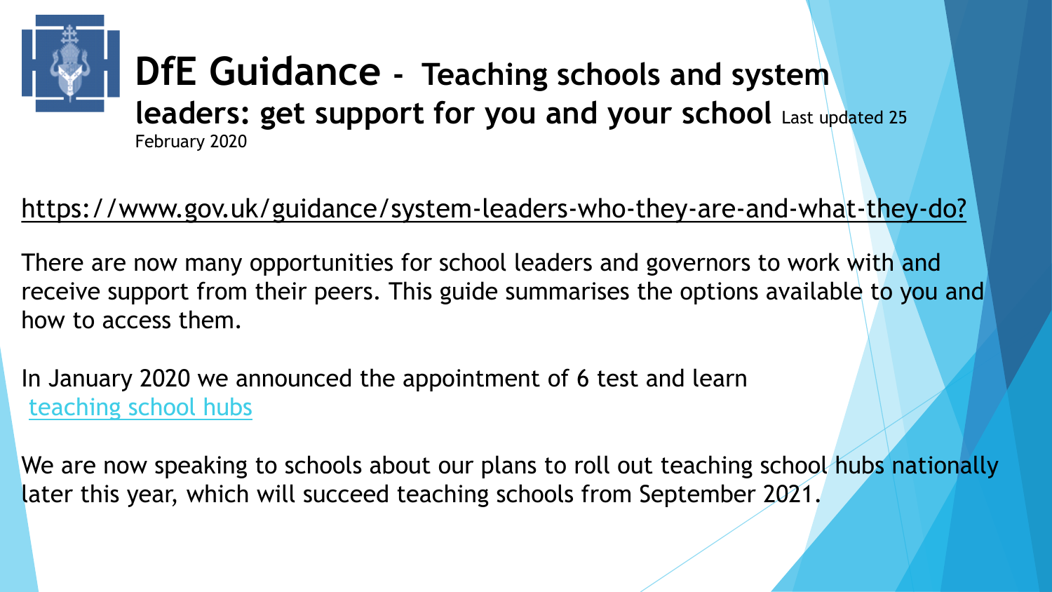# DfE Guidance - Teaching schools and system leaders: get support for you and your school

Last updated 25 February 2020

https://www.gov.uk/guidance/system-leaders-who-they-are-and-what-they-do?

There are now many opportunities for school leaders and governors to work with and receive support from their peers. This guide summarises the options available to you and how to access them.

In January 2020 we announced the appointment of 6 test and learn teaching school hubs

We are now speaking to schools about our plans to roll out teaching school hubs nationally later this year, which will succeed teaching schools from September 2021.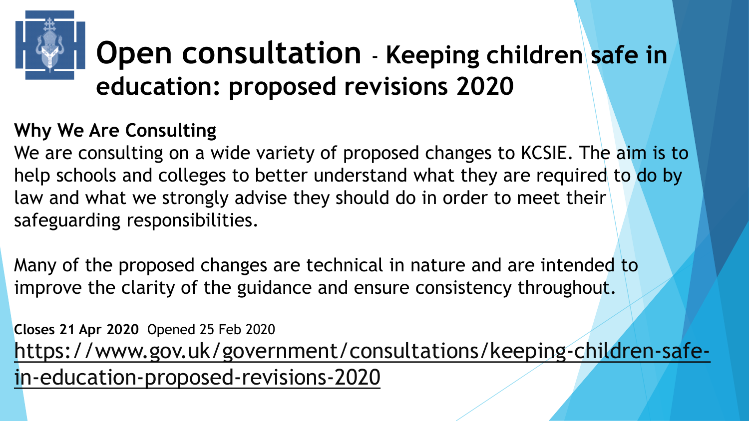# Open consultation - Keeping children safe in education: proposed revisions 2020

**Why We Are Consulting**

We are consulting on a wide variety of proposed changes to KCSIE. The aim is to help schools and colleges to better understand what they are required to do by law and what we strongly advise they should do in order to meet their safeguarding responsibilities.

Many of the proposed changes are technical in nature and are intended to improve the clarity of the guidance and ensure consistency throughout.

**Closes 21 Apr 2020** Opened 25 Feb 2020

https://www.gov.uk/government/consultations/keeping-children-safe-in-education-proposed-revisions-2020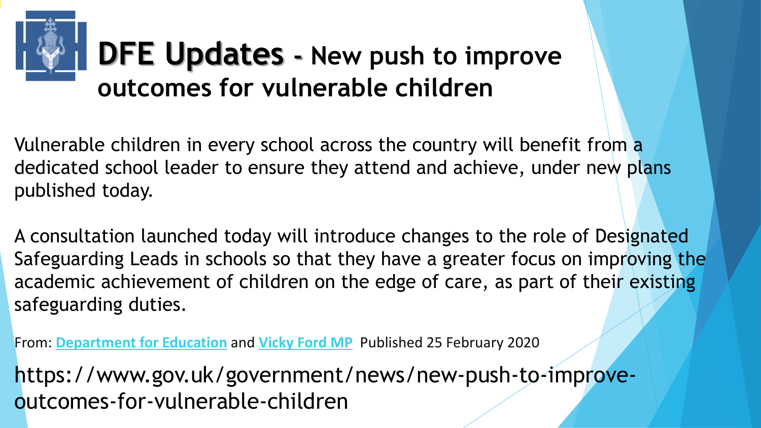# DFE Updates - New push to improve outcomes for vulnerable children

Vulnerable children in every school across the country will benefit from a dedicated school leader to ensure they attend and achieve, under new plans published today.

A consultation launched today will introduce changes to the role of Designated Safeguarding Leads in schools so that they have a greater focus on improving the academic achievement of children on the edge of care, as part of their existing safeguarding duties.

From: [Department for Education]() and [Vicky Ford MP]() Published 25 February 2020

https://www.gov.uk/government/news/new-push-to-improve-outcomes-for-vulnerable-children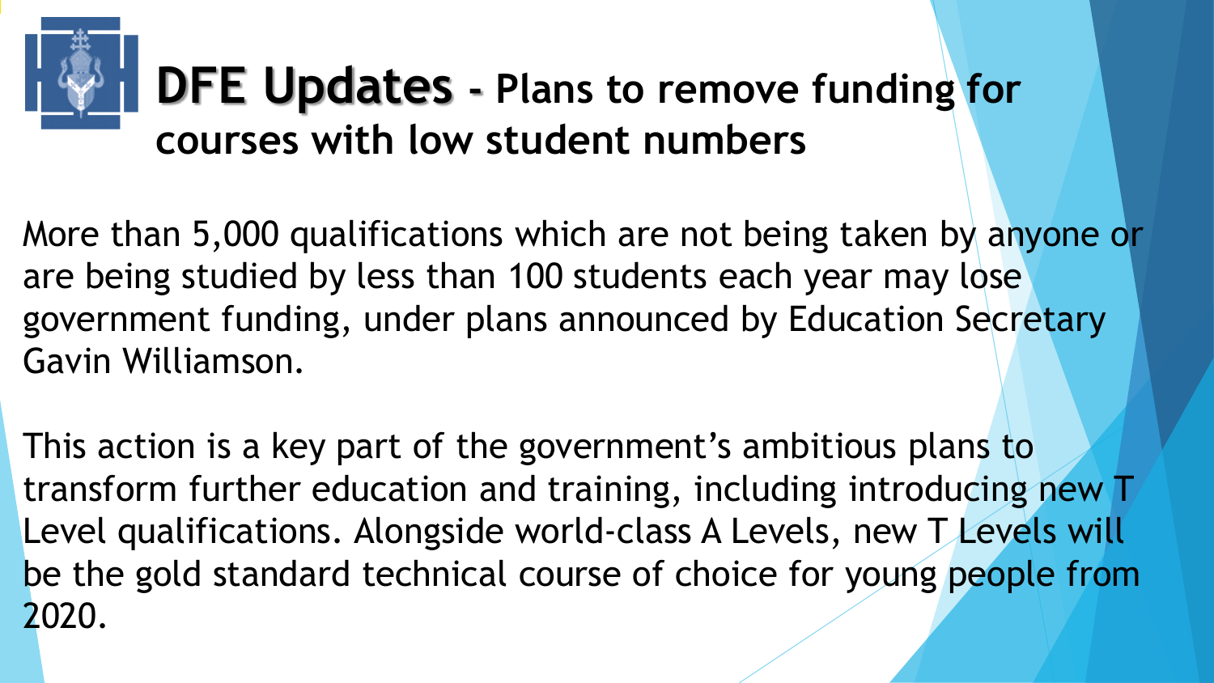# DFE Updates - Plans to remove funding for courses with low student numbers

More than 5,000 qualifications which are not being taken by anyone or are being studied by less than 100 students each year may lose government funding, under plans announced by Education Secretary Gavin Williamson.

This action is a key part of the government's ambitious plans to transform further education and training, including introducing new T Level qualifications. Alongside world-class A Levels, new T Levels will be the gold standard technical course of choice for young people from 2020.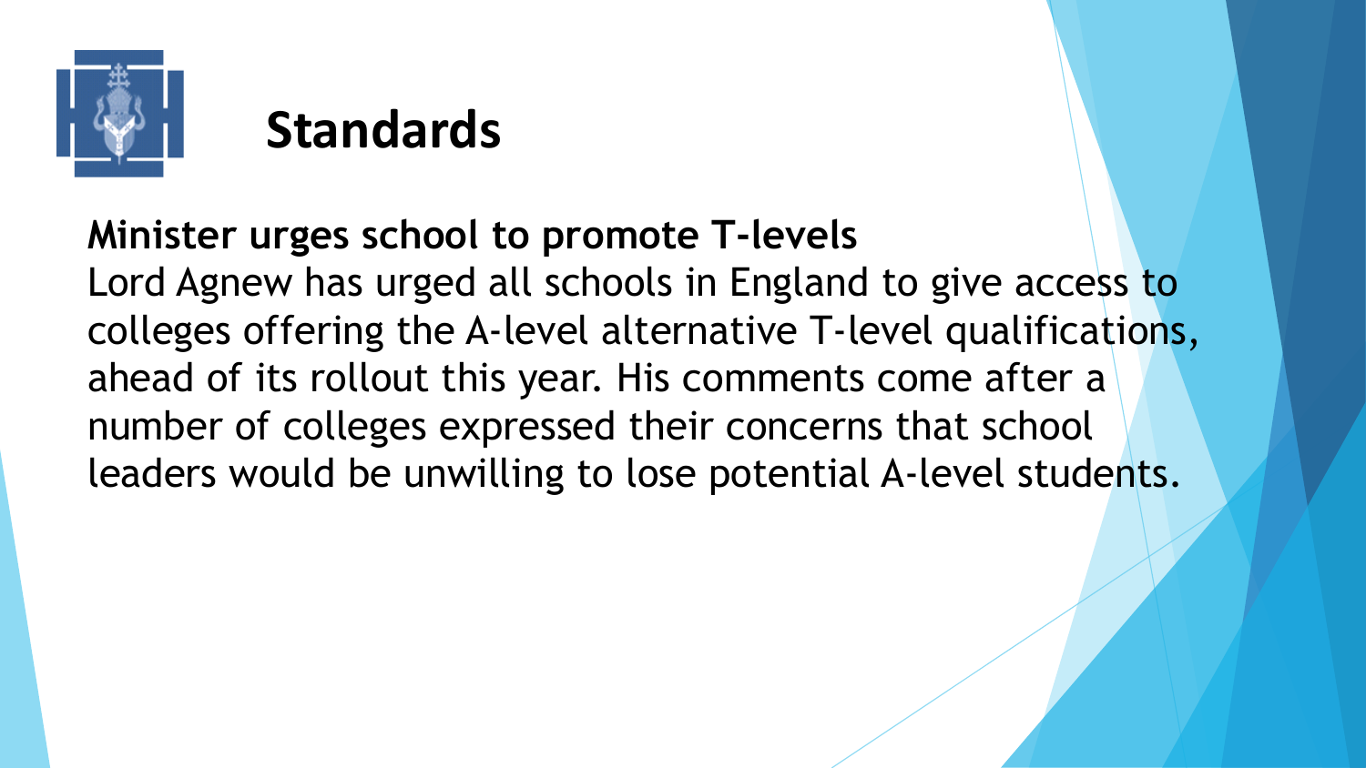# Standards

**Minister urges school to promote T-levels**

Lord Agnew has urged all schools in England to give access to colleges offering the A-level alternative T-level qualifications, ahead of its rollout this year. His comments come after a number of colleges expressed their concerns that school leaders would be unwilling to lose potential A-level students.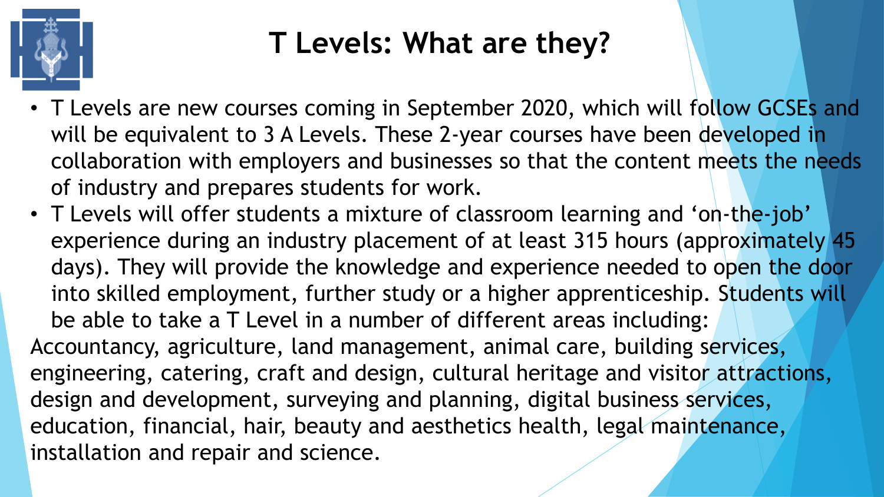# T Levels: What are they?

- T Levels are new courses coming in September 2020, which will follow GCSEs and will be equivalent to 3 A Levels. These 2-year courses have been developed in collaboration with employers and businesses so that the content meets the needs of industry and prepares students for work.
- T Levels will offer students a mixture of classroom learning and 'on-the-job' experience during an industry placement of at least 315 hours (approximately 45 days). They will provide the knowledge and experience needed to open the door into skilled employment, further study or a higher apprenticeship. Students will be able to take a T Level in a number of different areas including:

Accountancy, agriculture, land management, animal care, building services, engineering, catering, craft and design, cultural heritage and visitor attractions, design and development, surveying and planning, digital business services, education, financial, hair, beauty and aesthetics health, legal maintenance, installation and repair and science.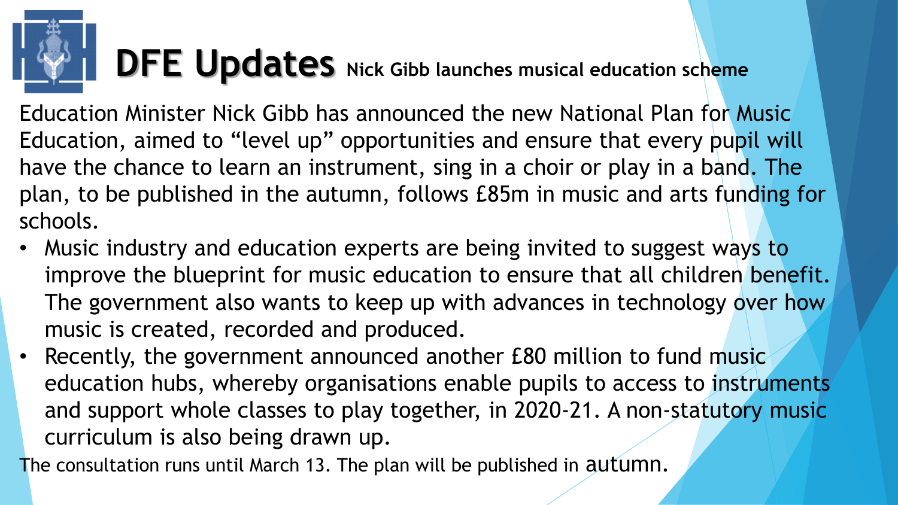# DFE Updates

**Nick Gibb launches musical education scheme**

Education Minister Nick Gibb has announced the new National Plan for Music Education, aimed to "level up" opportunities and ensure that every pupil will have the chance to learn an instrument, sing in a choir or play in a band. The plan, to be published in the autumn, follows £85m in music and arts funding for schools.

- Music industry and education experts are being invited to suggest ways to improve the blueprint for music education to ensure that all children benefit. The government also wants to keep up with advances in technology over how music is created, recorded and produced.
- Recently, the government announced another £80 million to fund music education hubs, whereby organisations enable pupils to access to instruments and support whole classes to play together, in 2020-21. A non-statutory music curriculum is also being drawn up.

The consultation runs until March 13. The plan will be published in autumn.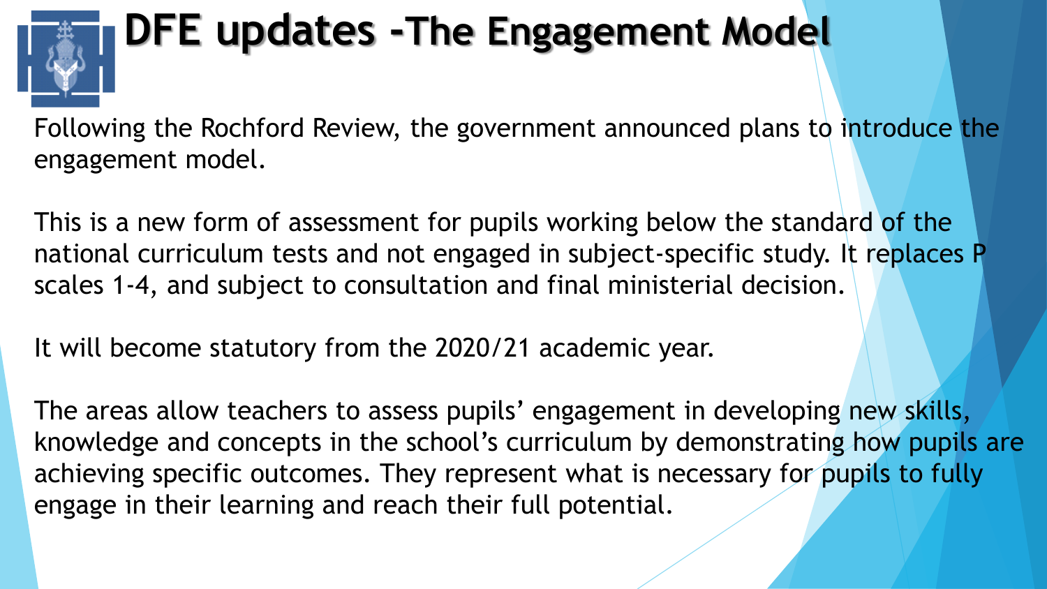# DFE updates -The Engagement Model

Following the Rochford Review, the government announced plans to introduce the engagement model.

This is a new form of assessment for pupils working below the standard of the national curriculum tests and not engaged in subject-specific study. It replaces P scales 1-4, and subject to consultation and final ministerial decision.

It will become statutory from the 2020/21 academic year.

The areas allow teachers to assess pupils' engagement in developing new skills, knowledge and concepts in the school's curriculum by demonstrating how pupils are achieving specific outcomes. They represent what is necessary for pupils to fully engage in their learning and reach their full potential.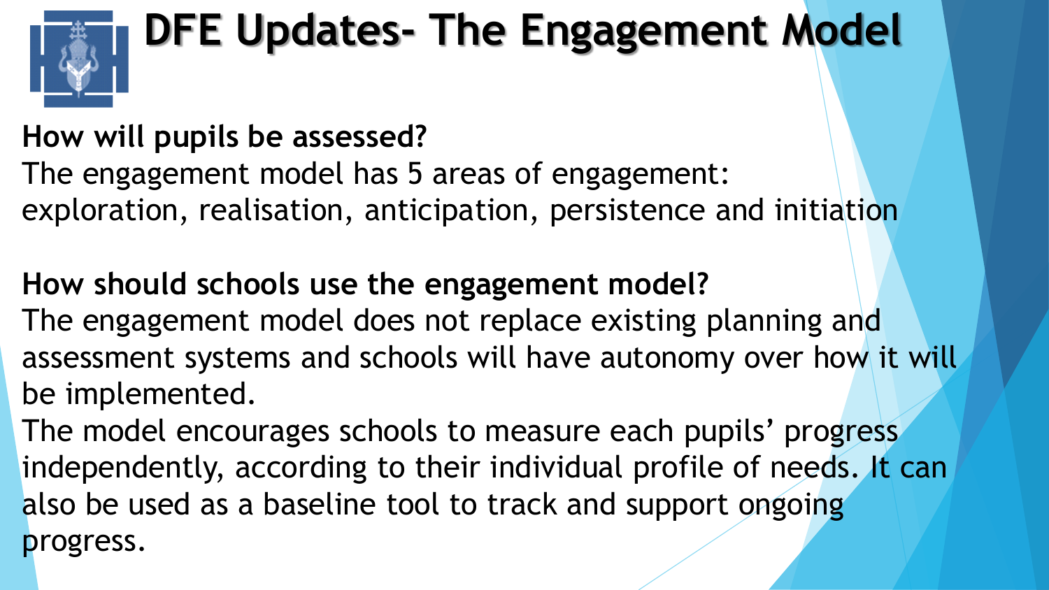# DFE Updates- The Engagement Model

**How will pupils be assessed?**

The engagement model has 5 areas of engagement:
exploration, realisation, anticipation, persistence and initiation

**How should schools use the engagement model?**

The engagement model does not replace existing planning and assessment systems and schools will have autonomy over how it will be implemented.

The model encourages schools to measure each pupils' progress independently, according to their individual profile of needs. It can also be used as a baseline tool to track and support ongoing progress.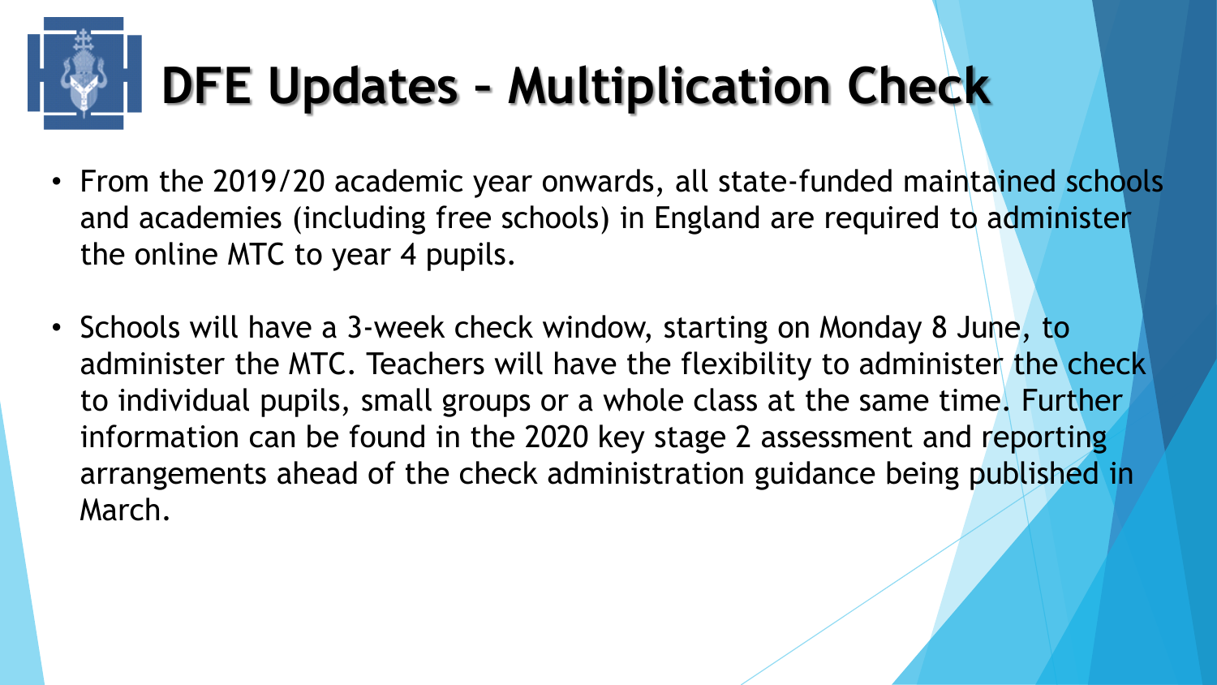# DFE Updates – Multiplication Check

- From the 2019/20 academic year onwards, all state-funded maintained schools and academies (including free schools) in England are required to administer the online MTC to year 4 pupils.
- Schools will have a 3-week check window, starting on Monday 8 June, to administer the MTC. Teachers will have the flexibility to administer the check to individual pupils, small groups or a whole class at the same time. Further information can be found in the 2020 key stage 2 assessment and reporting arrangements ahead of the check administration guidance being published in March.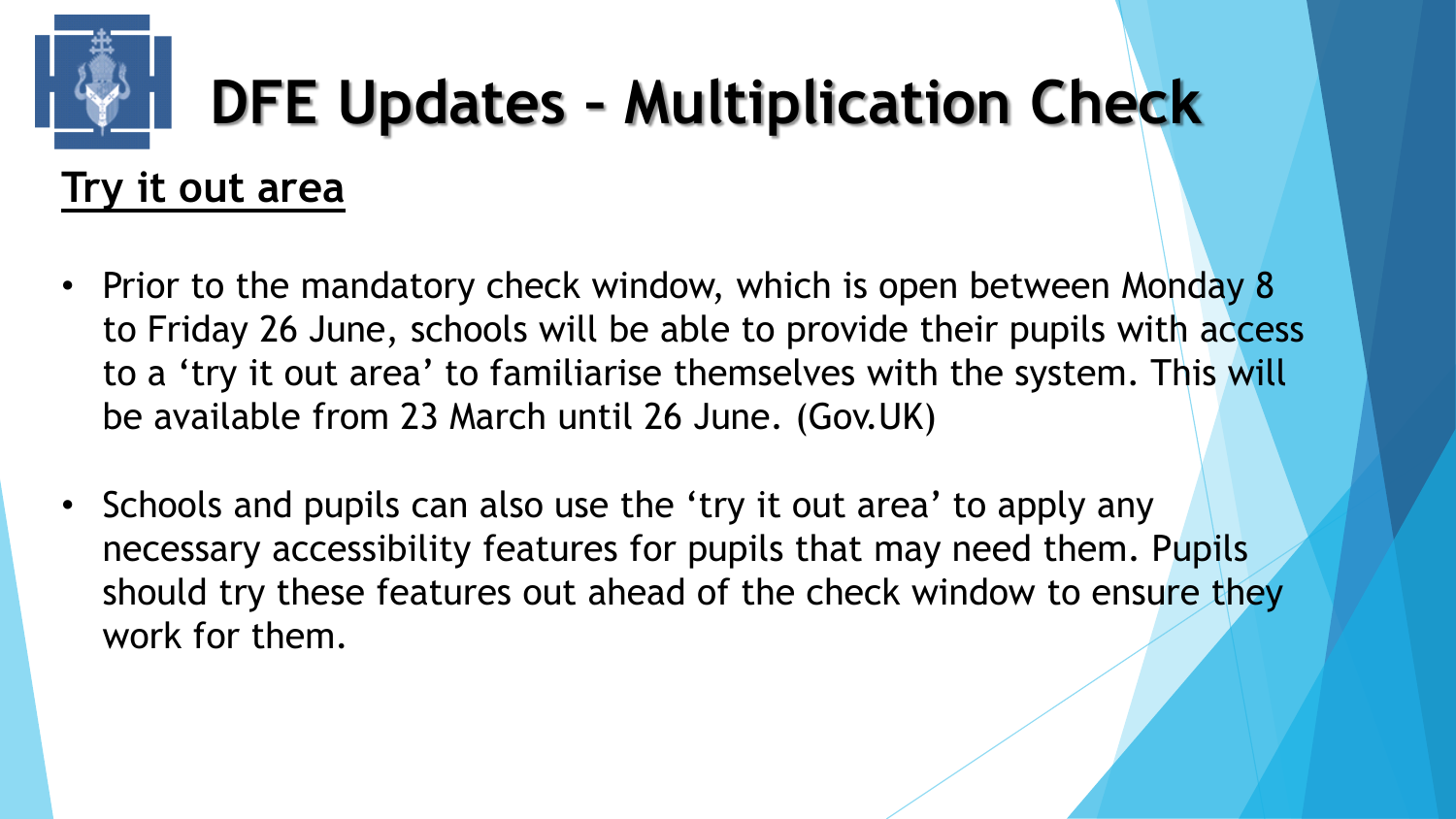# DFE Updates – Multiplication Check

## Try it out area

- Prior to the mandatory check window, which is open between Monday 8 to Friday 26 June, schools will be able to provide their pupils with access to a 'try it out area' to familiarise themselves with the system. This will be available from 23 March until 26 June. (Gov.UK)

- Schools and pupils can also use the 'try it out area' to apply any necessary accessibility features for pupils that may need them. Pupils should try these features out ahead of the check window to ensure they work for them.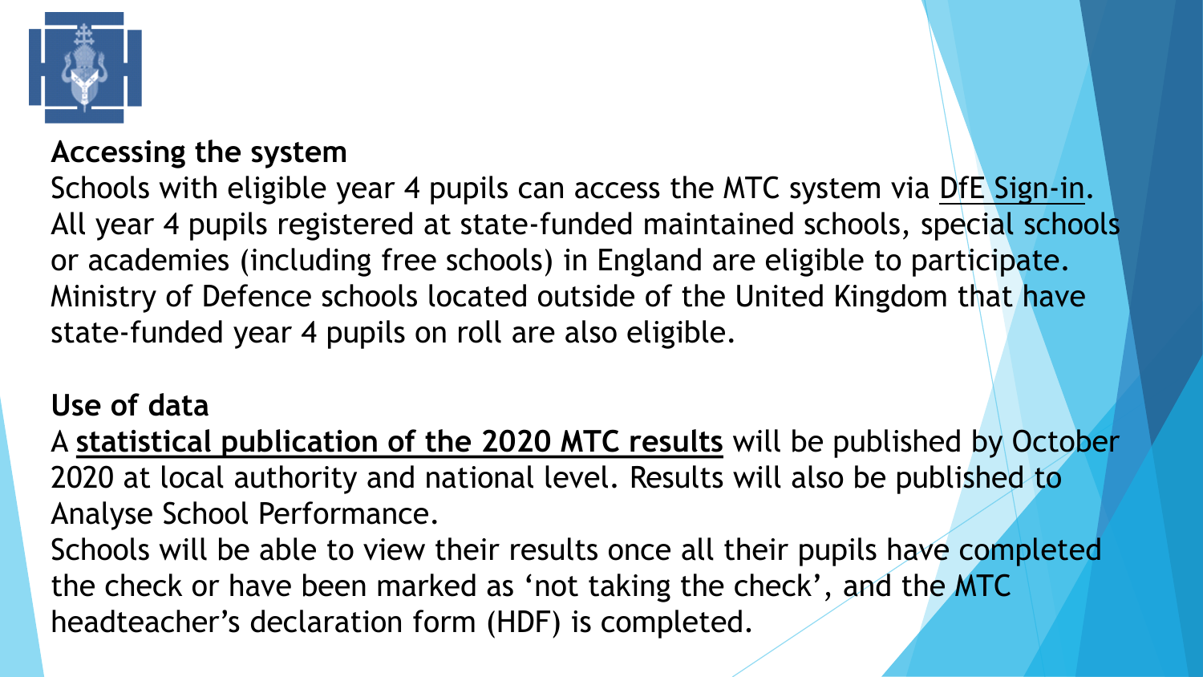**Accessing the system**

Schools with eligible year 4 pupils can access the MTC system via DfE Sign-in. All year 4 pupils registered at state-funded maintained schools, special schools or academies (including free schools) in England are eligible to participate. Ministry of Defence schools located outside of the United Kingdom that have state-funded year 4 pupils on roll are also eligible.

**Use of data**

A **statistical publication of the 2020 MTC results** will be published by October 2020 at local authority and national level. Results will also be published to Analyse School Performance.

Schools will be able to view their results once all their pupils have completed the check or have been marked as 'not taking the check', and the MTC headteacher's declaration form (HDF) is completed.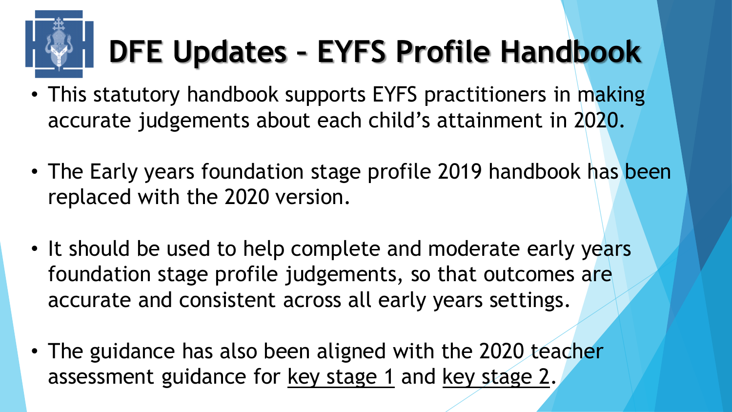# DFE Updates – EYFS Profile Handbook

- This statutory handbook supports EYFS practitioners in making accurate judgements about each child's attainment in 2020.
- The Early years foundation stage profile 2019 handbook has been replaced with the 2020 version.
- It should be used to help complete and moderate early years foundation stage profile judgements, so that outcomes are accurate and consistent across all early years settings.
- The guidance has also been aligned with the 2020 teacher assessment guidance for key stage 1 and key stage 2.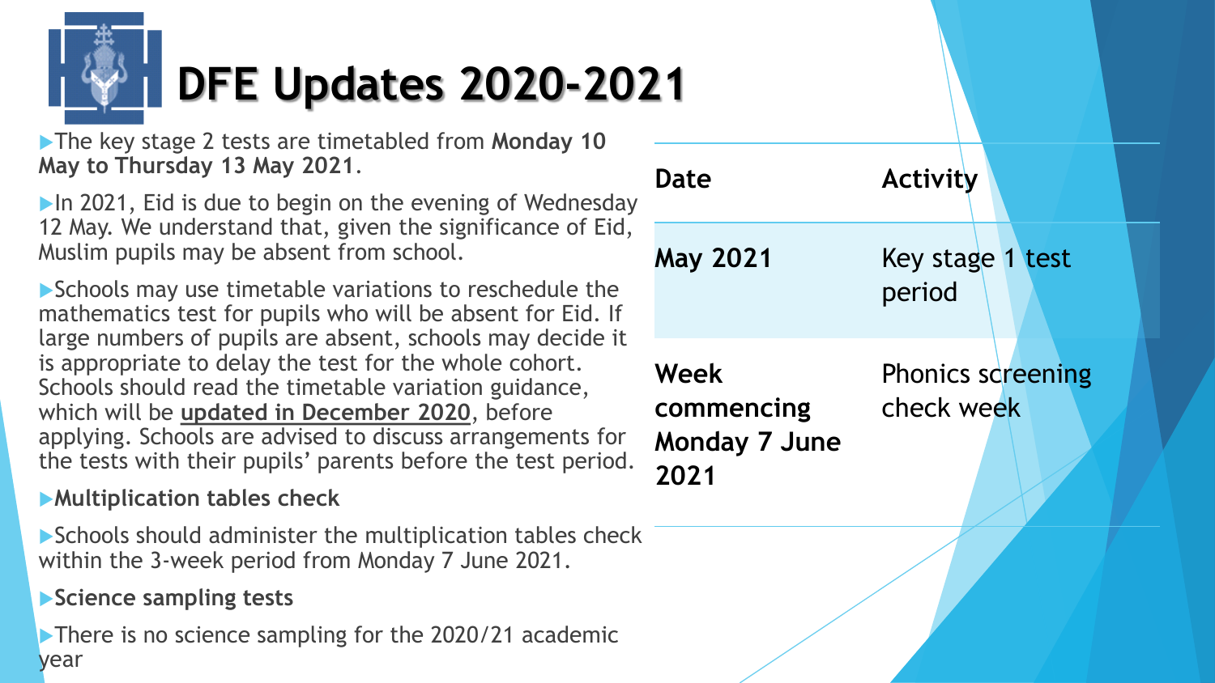# DFE Updates 2020-2021

- The key stage 2 tests are timetabled from **Monday 10 May to Thursday 13 May 2021**.
- In 2021, Eid is due to begin on the evening of Wednesday 12 May. We understand that, given the significance of Eid, Muslim pupils may be absent from school.
- Schools may use timetable variations to reschedule the mathematics test for pupils who will be absent for Eid. If large numbers of pupils are absent, schools may decide it is appropriate to delay the test for the whole cohort. Schools should read the timetable variation guidance, which will be **updated in December 2020**, before applying. Schools are advised to discuss arrangements for the tests with their pupils' parents before the test period.
- **Multiplication tables check**
- Schools should administer the multiplication tables check within the 3-week period from Monday 7 June 2021.
- **Science sampling tests**
- There is no science sampling for the 2020/21 academic year

| Date | Activity |
| --- | --- |
| **May 2021** | Key stage 1 test period |
| **Week commencing Monday 7 June 2021** | Phonics screening check week |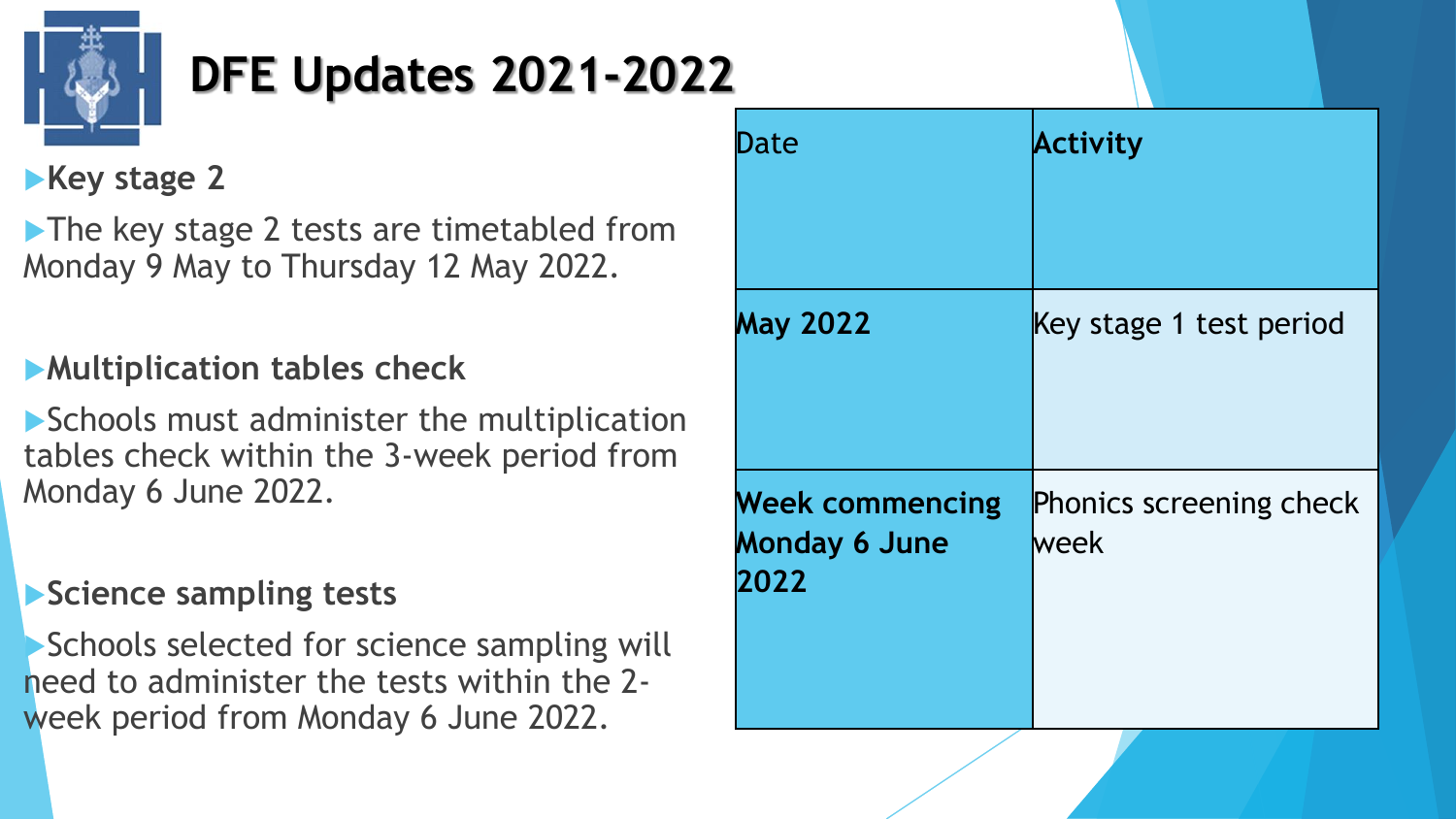# DFE Updates 2021-2022

- **Key stage 2**
- The key stage 2 tests are timetabled from Monday 9 May to Thursday 12 May 2022.

- **Multiplication tables check**
- Schools must administer the multiplication tables check within the 3-week period from Monday 6 June 2022.

- **Science sampling tests**
- Schools selected for science sampling will need to administer the tests within the 2-week period from Monday 6 June 2022.

| Date | **Activity** |
|---|---|
| **May 2022** | Key stage 1 test period |
| **Week commencing Monday 6 June 2022** | Phonics screening check week |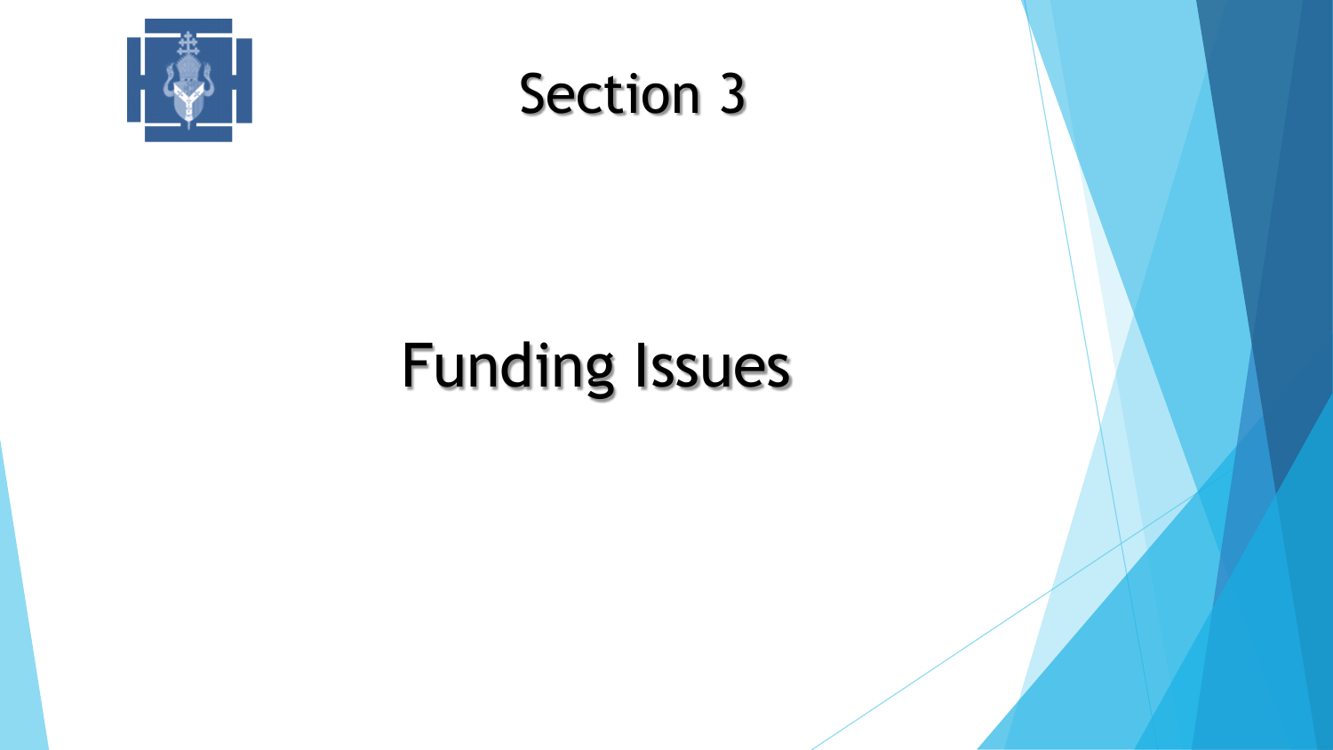# Section 3

## Funding Issues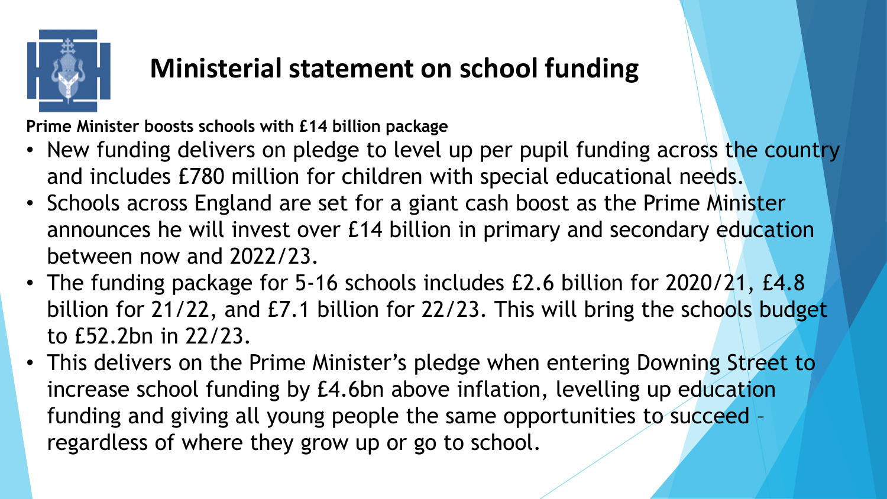# Ministerial statement on school funding

**Prime Minister boosts schools with £14 billion package**

- New funding delivers on pledge to level up per pupil funding across the country and includes £780 million for children with special educational needs.
- Schools across England are set for a giant cash boost as the Prime Minister announces he will invest over £14 billion in primary and secondary education between now and 2022/23.
- The funding package for 5-16 schools includes £2.6 billion for 2020/21, £4.8 billion for 21/22, and £7.1 billion for 22/23. This will bring the schools budget to £52.2bn in 22/23.
- This delivers on the Prime Minister's pledge when entering Downing Street to increase school funding by £4.6bn above inflation, levelling up education funding and giving all young people the same opportunities to succeed – regardless of where they grow up or go to school.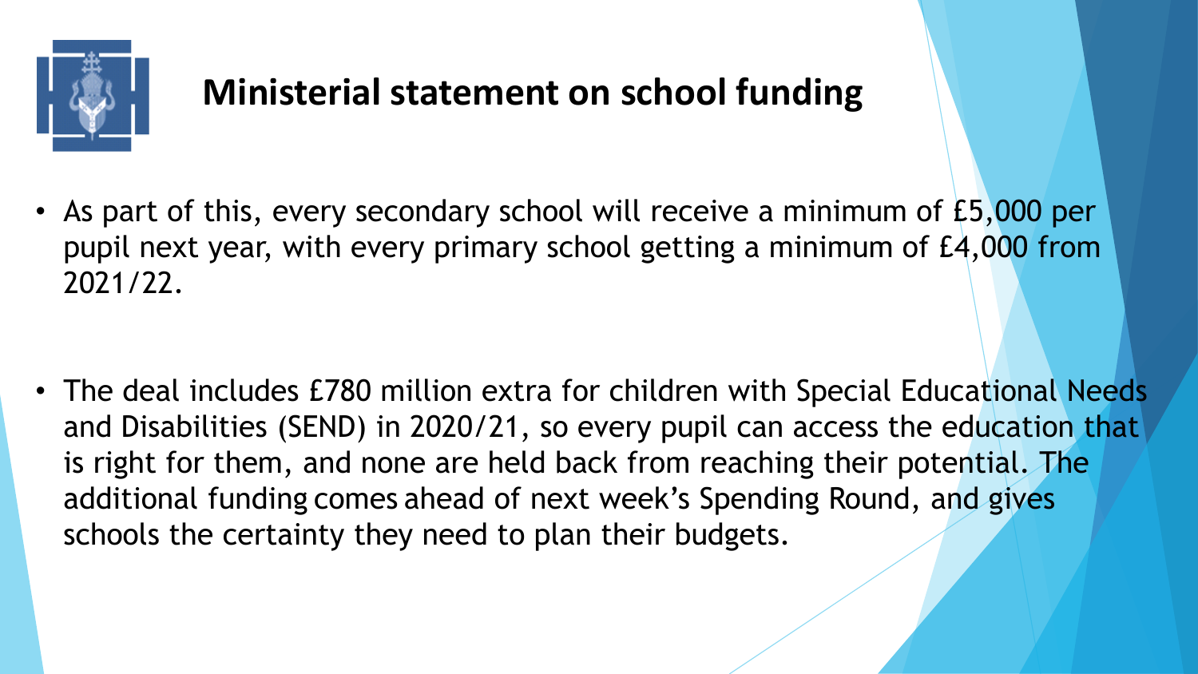# Ministerial statement on school funding

- As part of this, every secondary school will receive a minimum of £5,000 per pupil next year, with every primary school getting a minimum of £4,000 from 2021/22.

- The deal includes £780 million extra for children with Special Educational Needs and Disabilities (SEND) in 2020/21, so every pupil can access the education that is right for them, and none are held back from reaching their potential. The additional funding comes ahead of next week's Spending Round, and gives schools the certainty they need to plan their budgets.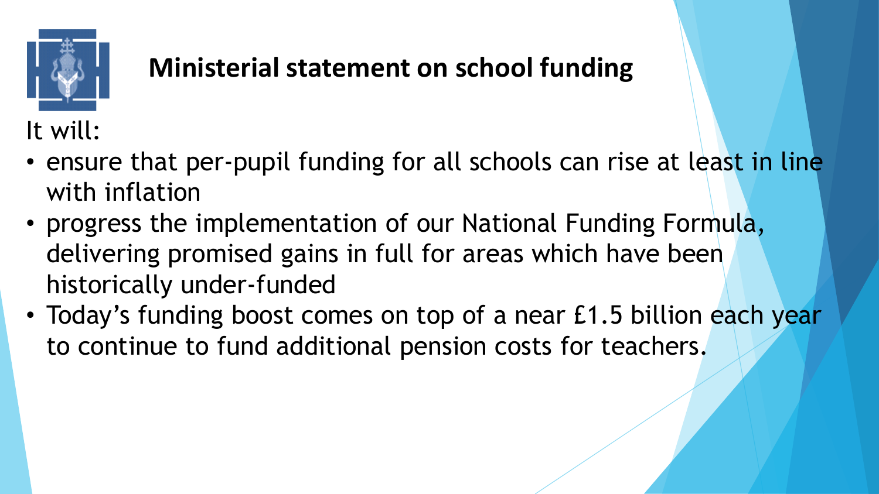# Ministerial statement on school funding

It will:

- ensure that per-pupil funding for all schools can rise at least in line with inflation
- progress the implementation of our National Funding Formula, delivering promised gains in full for areas which have been historically under-funded
- Today's funding boost comes on top of a near £1.5 billion each year to continue to fund additional pension costs for teachers.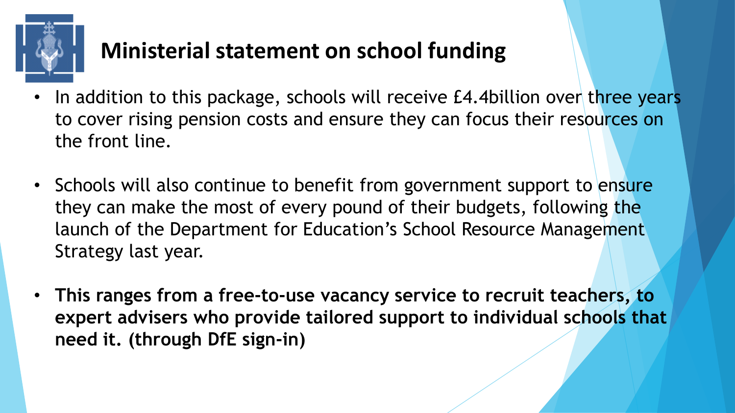# Ministerial statement on school funding

- In addition to this package, schools will receive £4.4billion over three years to cover rising pension costs and ensure they can focus their resources on the front line.
- Schools will also continue to benefit from government support to ensure they can make the most of every pound of their budgets, following the launch of the Department for Education's School Resource Management Strategy last year.
- **This ranges from a free-to-use vacancy service to recruit teachers, to expert advisers who provide tailored support to individual schools that need it. (through DfE sign-in)**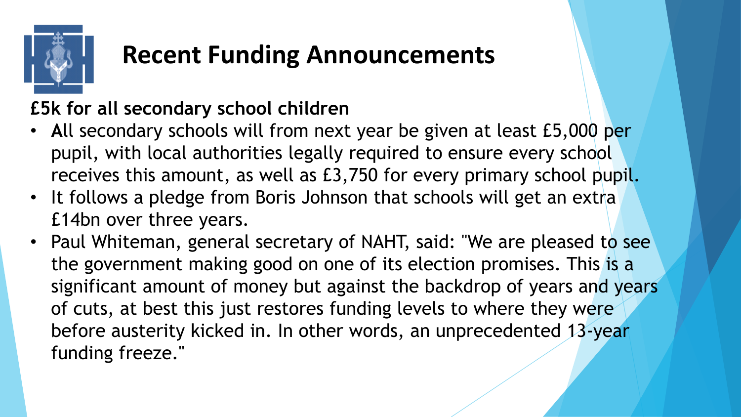# Recent Funding Announcements

**£5k for all secondary school children**

- All secondary schools will from next year be given at least £5,000 per pupil, with local authorities legally required to ensure every school receives this amount, as well as £3,750 for every primary school pupil.
- It follows a pledge from Boris Johnson that schools will get an extra £14bn over three years.
- Paul Whiteman, general secretary of NAHT, said: "We are pleased to see the government making good on one of its election promises. This is a significant amount of money but against the backdrop of years and years of cuts, at best this just restores funding levels to where they were before austerity kicked in. In other words, an unprecedented 13-year funding freeze."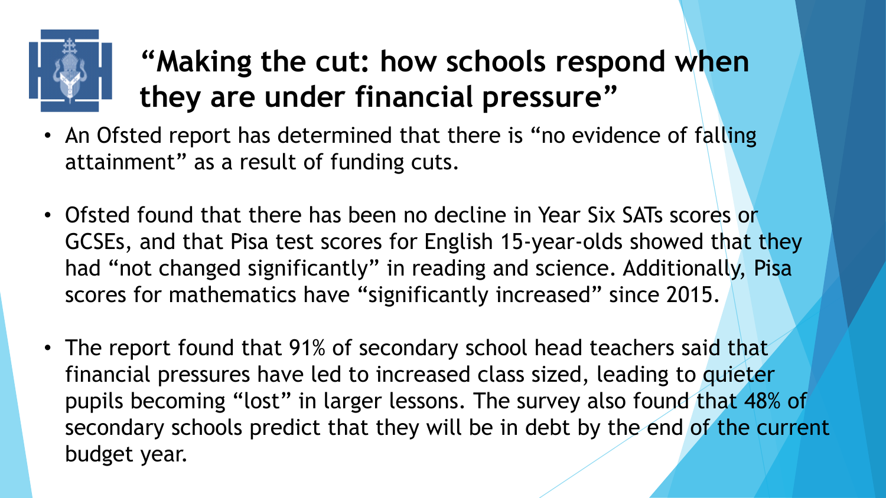# “Making the cut: how schools respond when they are under financial pressure”

- An Ofsted report has determined that there is “no evidence of falling attainment” as a result of funding cuts.
- Ofsted found that there has been no decline in Year Six SATs scores or GCSEs, and that Pisa test scores for English 15-year-olds showed that they had “not changed significantly” in reading and science. Additionally, Pisa scores for mathematics have “significantly increased” since 2015.
- The report found that 91% of secondary school head teachers said that financial pressures have led to increased class sized, leading to quieter pupils becoming “lost” in larger lessons. The survey also found that 48% of secondary schools predict that they will be in debt by the end of the current budget year.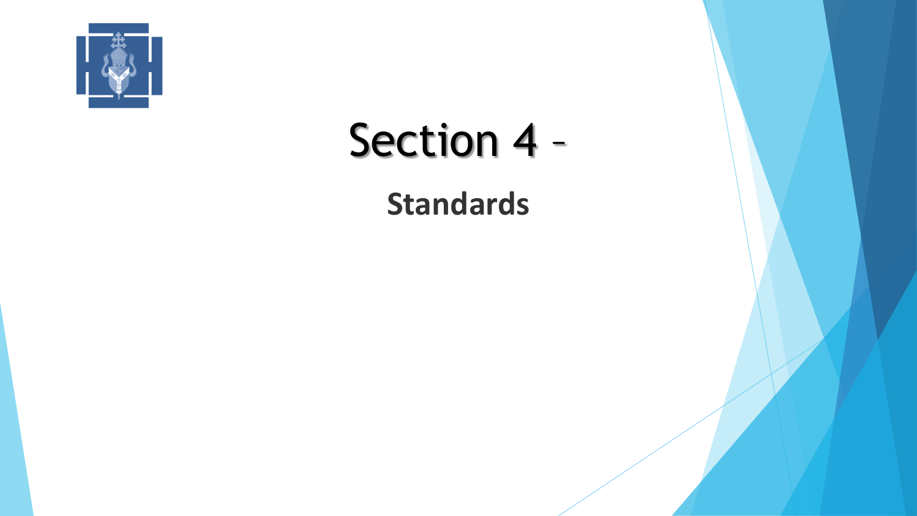# Section 4 –

## Standards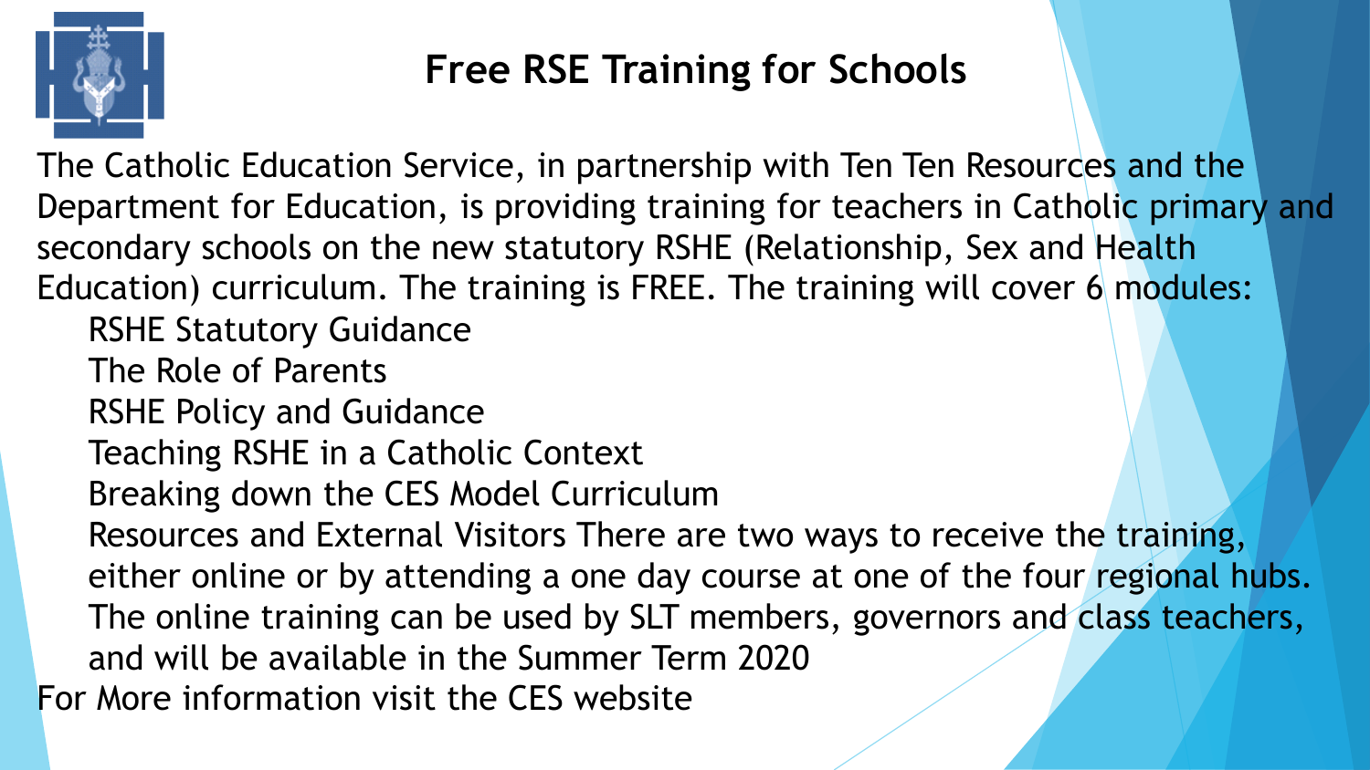# Free RSE Training for Schools

The Catholic Education Service, in partnership with Ten Ten Resources and the Department for Education, is providing training for teachers in Catholic primary and secondary schools on the new statutory RSHE (Relationship, Sex and Health Education) curriculum. The training is FREE. The training will cover 6 modules:

- RSHE Statutory Guidance
- The Role of Parents
- RSHE Policy and Guidance
- Teaching RSHE in a Catholic Context
- Breaking down the CES Model Curriculum
- Resources and External Visitors There are two ways to receive the training, either online or by attending a one day course at one of the four regional hubs. The online training can be used by SLT members, governors and class teachers, and will be available in the Summer Term 2020

For More information visit the CES website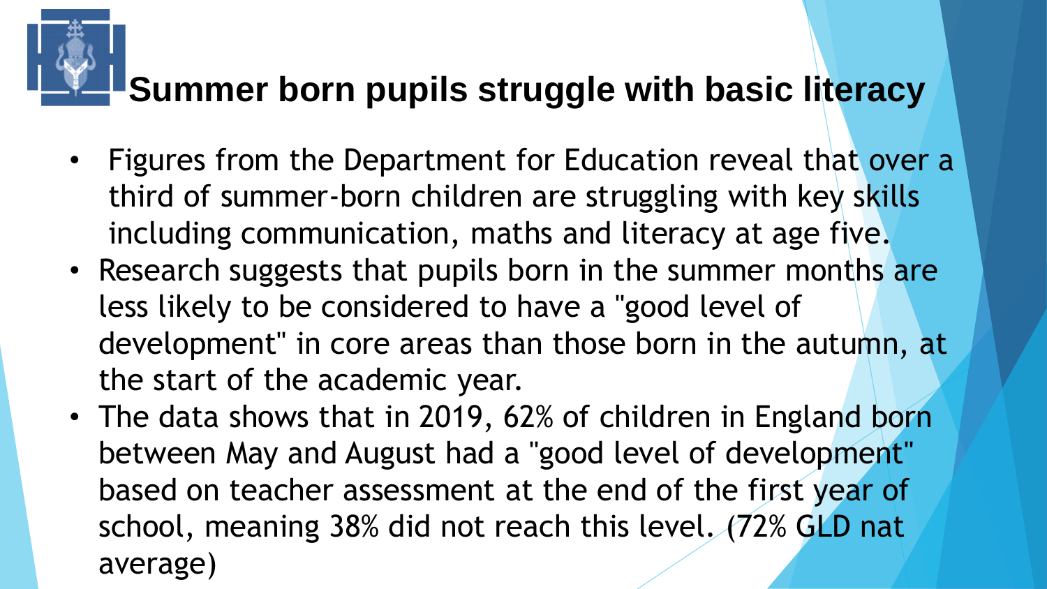# Summer born pupils struggle with basic literacy

- Figures from the Department for Education reveal that over a third of summer-born children are struggling with key skills including communication, maths and literacy at age five.
- Research suggests that pupils born in the summer months are less likely to be considered to have a "good level of development" in core areas than those born in the autumn, at the start of the academic year.
- The data shows that in 2019, 62% of children in England born between May and August had a "good level of development" based on teacher assessment at the end of the first year of school, meaning 38% did not reach this level. (72% GLD nat average)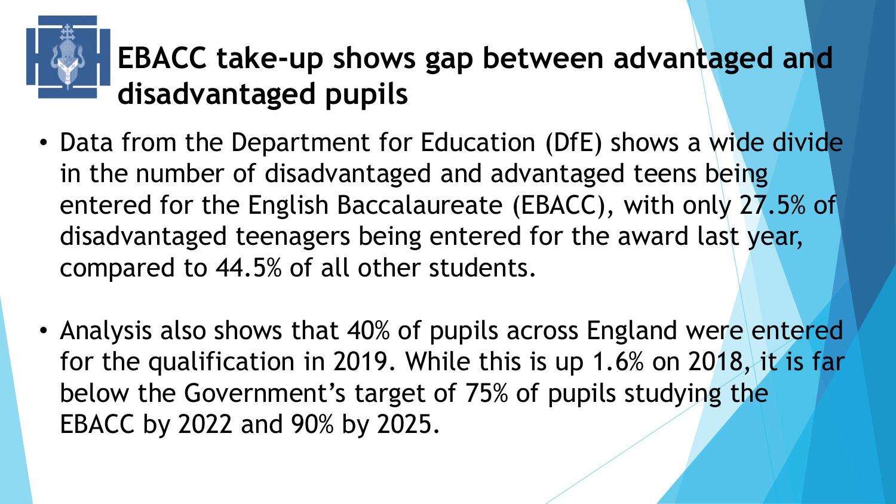# EBACC take-up shows gap between advantaged and disadvantaged pupils

- Data from the Department for Education (DfE) shows a wide divide in the number of disadvantaged and advantaged teens being entered for the English Baccalaureate (EBACC), with only 27.5% of disadvantaged teenagers being entered for the award last year, compared to 44.5% of all other students.
- Analysis also shows that 40% of pupils across England were entered for the qualification in 2019. While this is up 1.6% on 2018, it is far below the Government's target of 75% of pupils studying the EBACC by 2022 and 90% by 2025.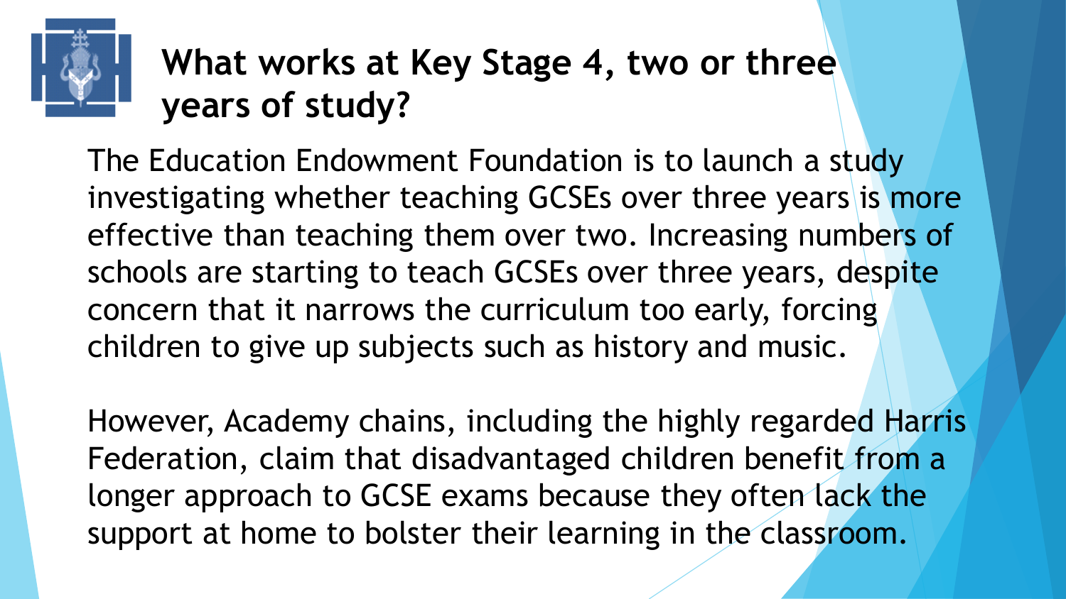# What works at Key Stage 4, two or three years of study?

The Education Endowment Foundation is to launch a study investigating whether teaching GCSEs over three years is more effective than teaching them over two. Increasing numbers of schools are starting to teach GCSEs over three years, despite concern that it narrows the curriculum too early, forcing children to give up subjects such as history and music.

However, Academy chains, including the highly regarded Harris Federation, claim that disadvantaged children benefit from a longer approach to GCSE exams because they often lack the support at home to bolster their learning in the classroom.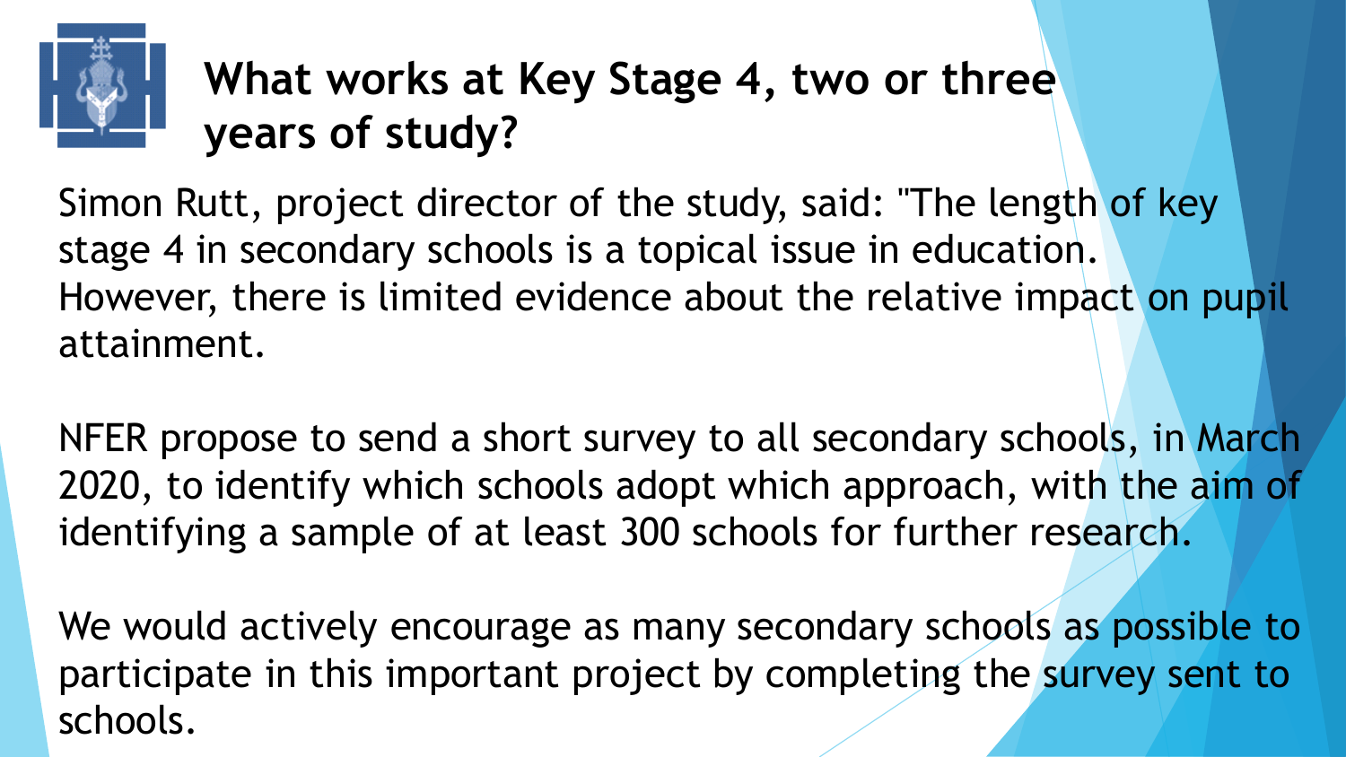# What works at Key Stage 4, two or three years of study?

Simon Rutt, project director of the study, said: "The length of key stage 4 in secondary schools is a topical issue in education. However, there is limited evidence about the relative impact on pupil attainment.

NFER propose to send a short survey to all secondary schools, in March 2020, to identify which schools adopt which approach, with the aim of identifying a sample of at least 300 schools for further research.

We would actively encourage as many secondary schools as possible to participate in this important project by completing the survey sent to schools.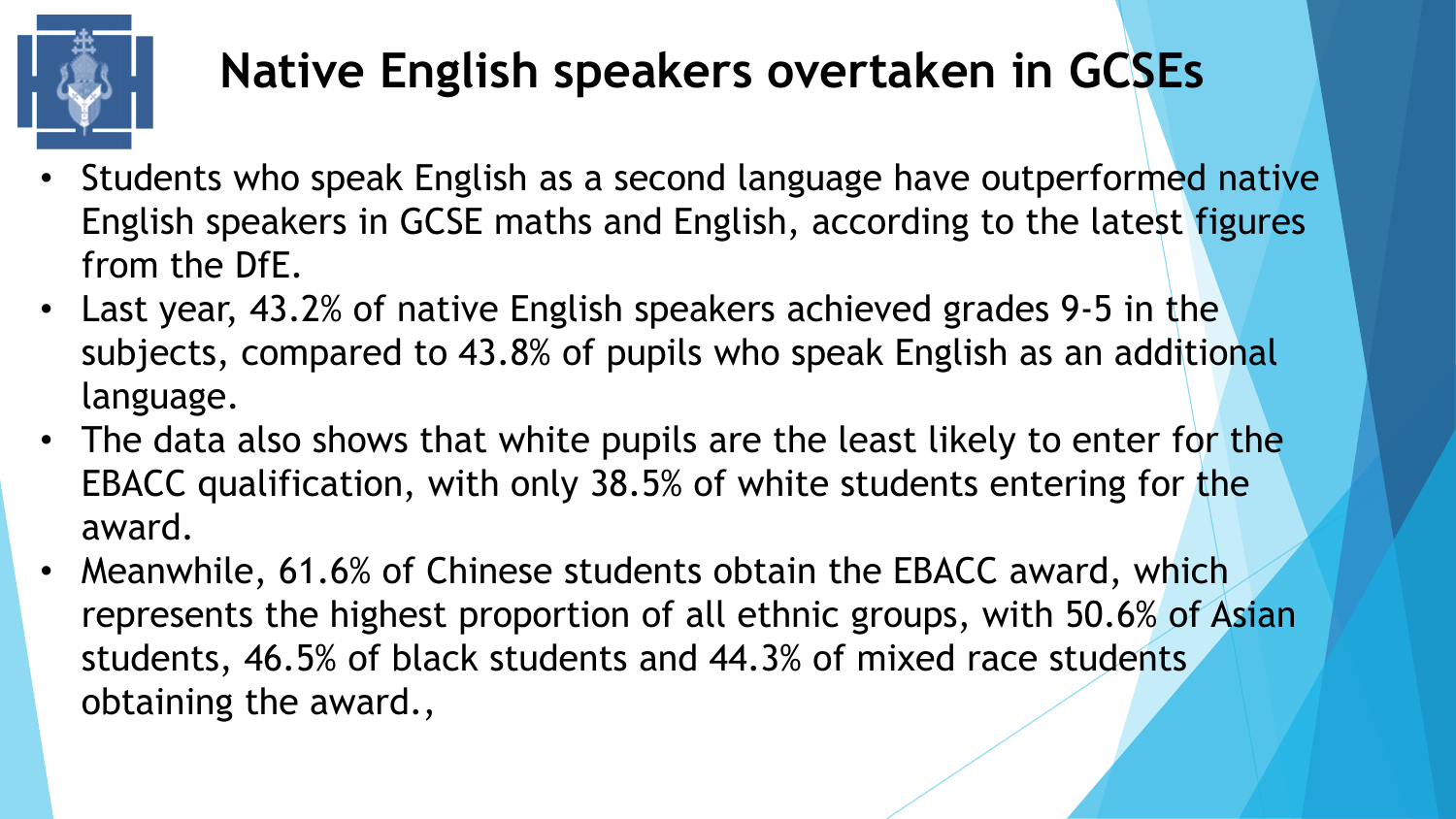# Native English speakers overtaken in GCSEs

- Students who speak English as a second language have outperformed native English speakers in GCSE maths and English, according to the latest figures from the DfE.
- Last year, 43.2% of native English speakers achieved grades 9-5 in the subjects, compared to 43.8% of pupils who speak English as an additional language.
- The data also shows that white pupils are the least likely to enter for the EBACC qualification, with only 38.5% of white students entering for the award.
- Meanwhile, 61.6% of Chinese students obtain the EBACC award, which represents the highest proportion of all ethnic groups, with 50.6% of Asian students, 46.5% of black students and 44.3% of mixed race students obtaining the award.,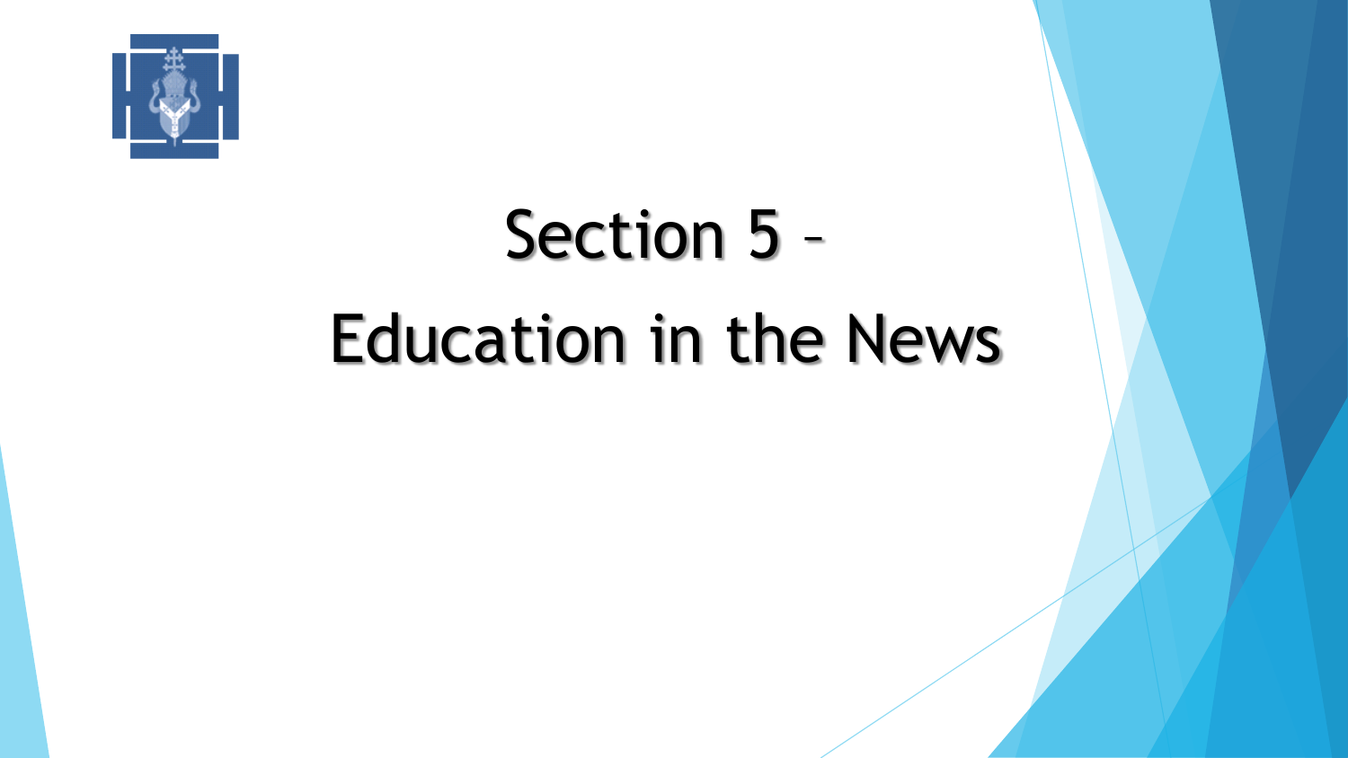# Section 5 – Education in the News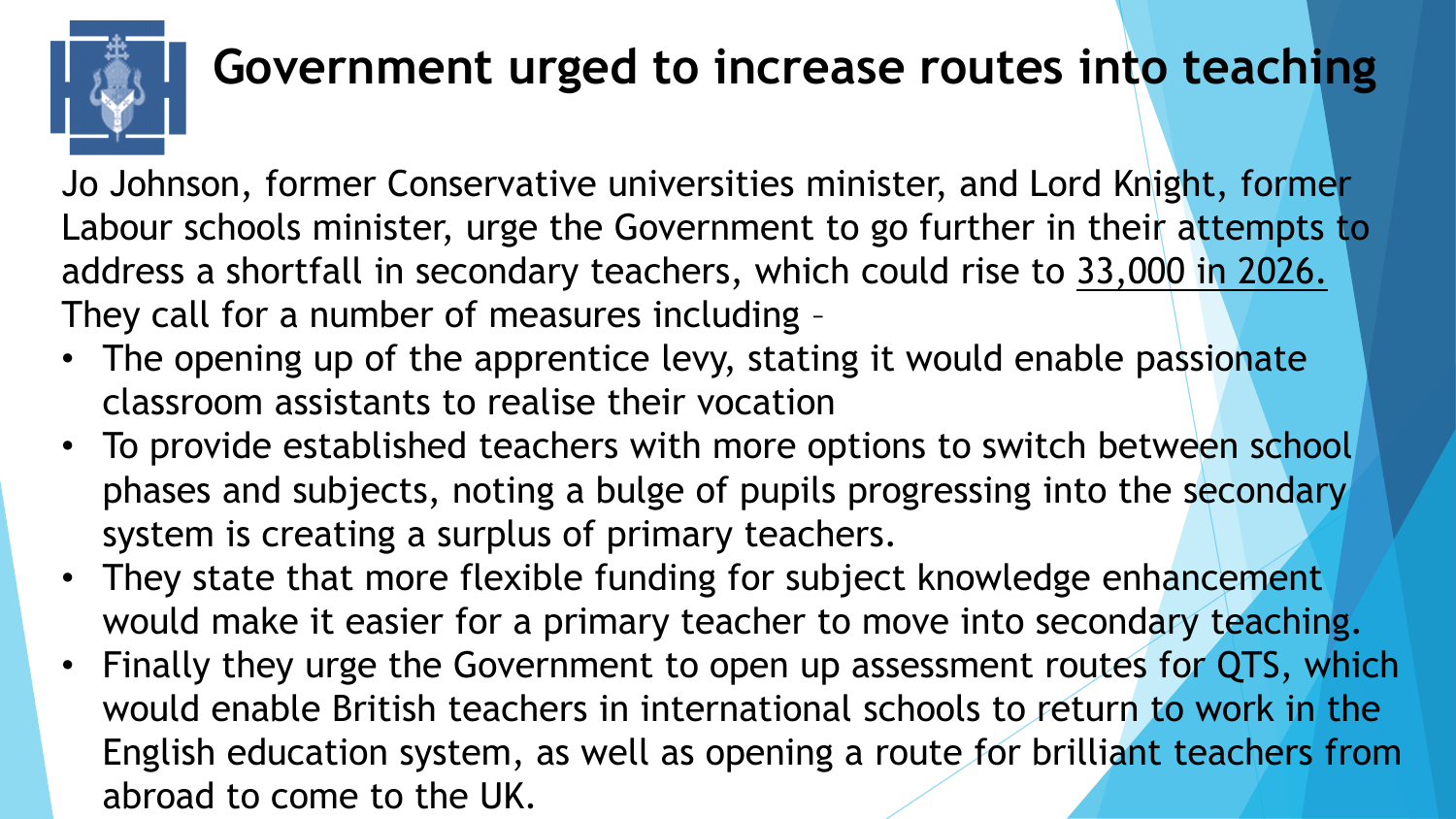# Government urged to increase routes into teaching

Jo Johnson, former Conservative universities minister, and Lord Knight, former Labour schools minister, urge the Government to go further in their attempts to address a shortfall in secondary teachers, which could rise to 33,000 in 2026. They call for a number of measures including –

- The opening up of the apprentice levy, stating it would enable passionate classroom assistants to realise their vocation
- To provide established teachers with more options to switch between school phases and subjects, noting a bulge of pupils progressing into the secondary system is creating a surplus of primary teachers.
- They state that more flexible funding for subject knowledge enhancement would make it easier for a primary teacher to move into secondary teaching.
- Finally they urge the Government to open up assessment routes for QTS, which would enable British teachers in international schools to return to work in the English education system, as well as opening a route for brilliant teachers from abroad to come to the UK.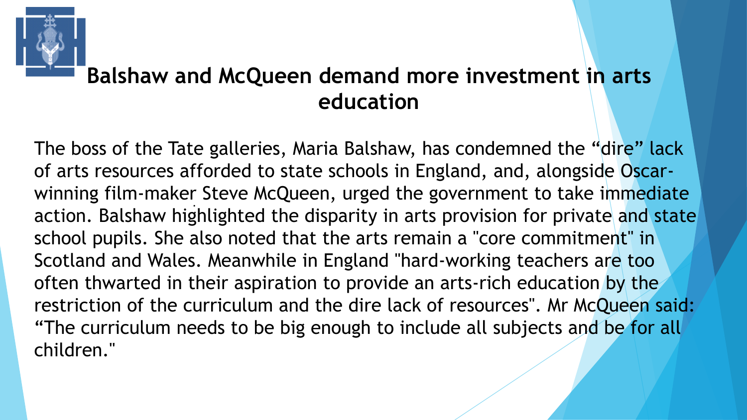# Balshaw and McQueen demand more investment in arts education

The boss of the Tate galleries, Maria Balshaw, has condemned the “dire” lack of arts resources afforded to state schools in England, and, alongside Oscar-winning film-maker Steve McQueen, urged the government to take immediate action. Balshaw highlighted the disparity in arts provision for private and state school pupils. She also noted that the arts remain a "core commitment" in Scotland and Wales. Meanwhile in England "hard-working teachers are too often thwarted in their aspiration to provide an arts-rich education by the restriction of the curriculum and the dire lack of resources". Mr McQueen said: “The curriculum needs to be big enough to include all subjects and be for all children."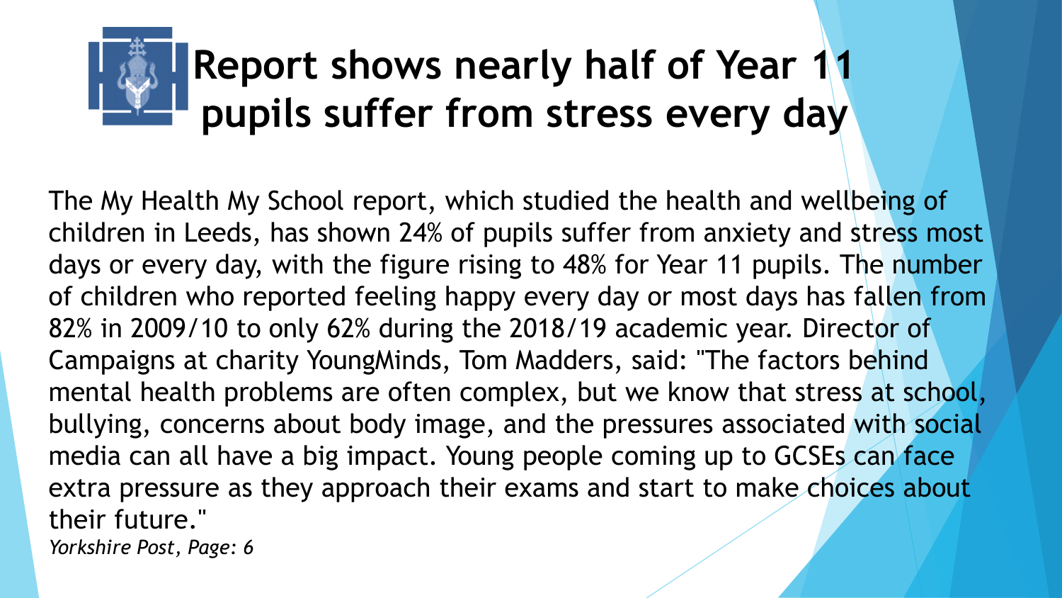# Report shows nearly half of Year 11 pupils suffer from stress every day

The My Health My School report, which studied the health and wellbeing of children in Leeds, has shown 24% of pupils suffer from anxiety and stress most days or every day, with the figure rising to 48% for Year 11 pupils. The number of children who reported feeling happy every day or most days has fallen from 82% in 2009/10 to only 62% during the 2018/19 academic year. Director of Campaigns at charity YoungMinds, Tom Madders, said: "The factors behind mental health problems are often complex, but we know that stress at school, bullying, concerns about body image, and the pressures associated with social media can all have a big impact. Young people coming up to GCSEs can face extra pressure as they approach their exams and start to make choices about their future."

*Yorkshire Post, Page: 6*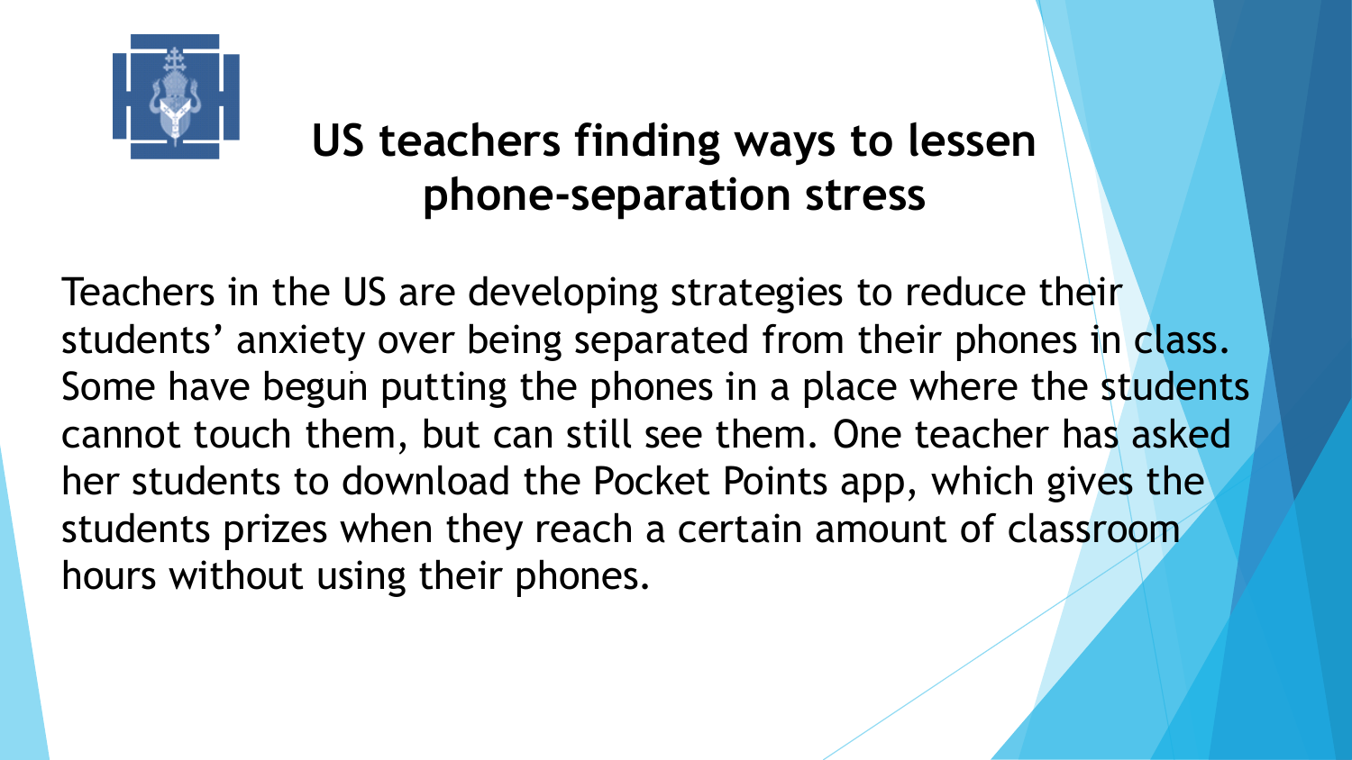# US teachers finding ways to lessen phone-separation stress

Teachers in the US are developing strategies to reduce their students' anxiety over being separated from their phones in class. Some have begun putting the phones in a place where the students cannot touch them, but can still see them. One teacher has asked her students to download the Pocket Points app, which gives the students prizes when they reach a certain amount of classroom hours without using their phones.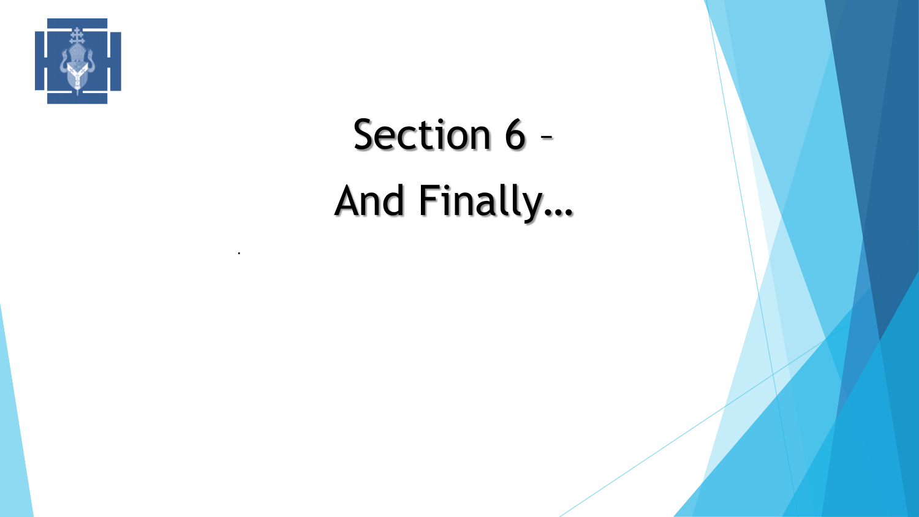# Section 6 –

# And Finally…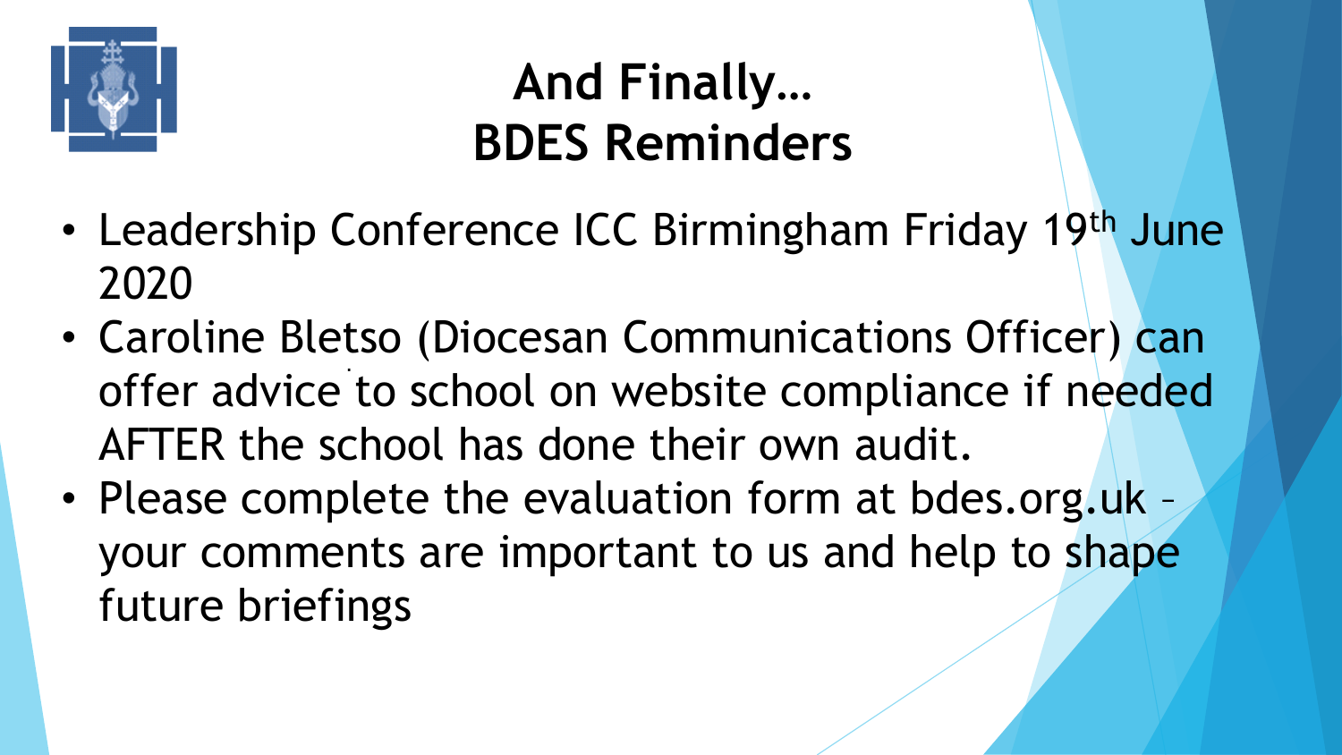# And Finally… BDES Reminders

- Leadership Conference ICC Birmingham Friday 19th June 2020
- Caroline Bletso (Diocesan Communications Officer) can offer advice to school on website compliance if needed AFTER the school has done their own audit.
- Please complete the evaluation form at bdes.org.uk – your comments are important to us and help to shape future briefings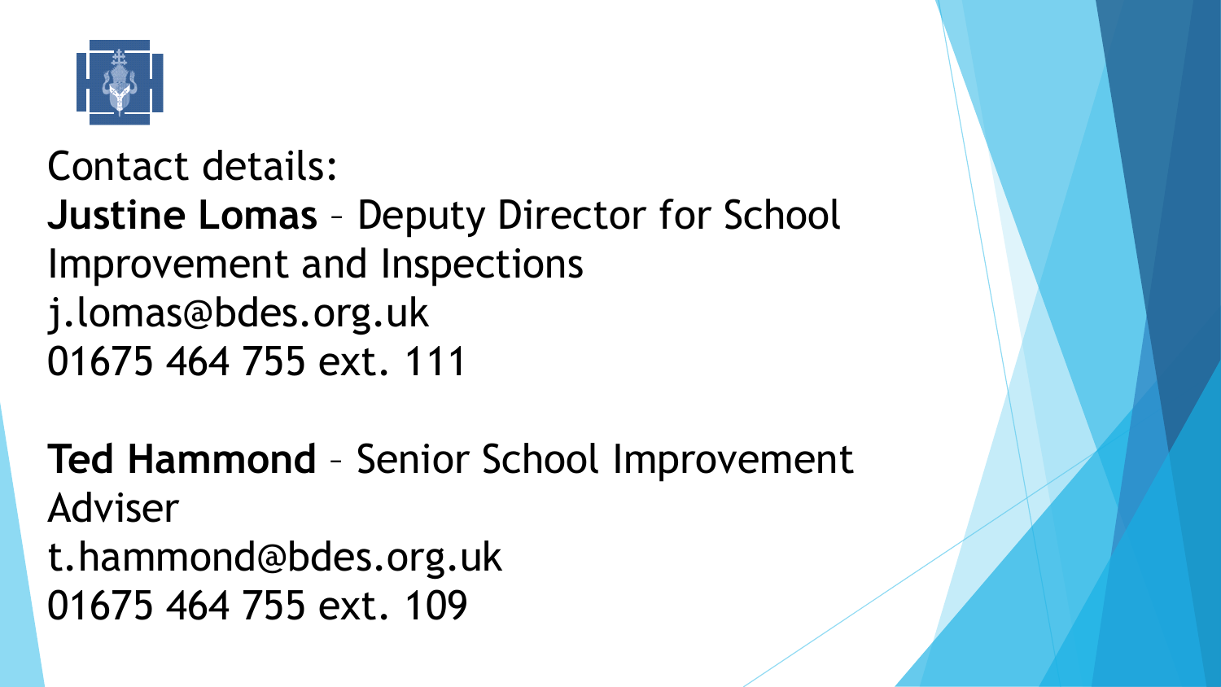Contact details:

**Justine Lomas** – Deputy Director for School Improvement and Inspections
j.lomas@bdes.org.uk
01675 464 755 ext. 111

**Ted Hammond** – Senior School Improvement Adviser
t.hammond@bdes.org.uk
01675 464 755 ext. 109